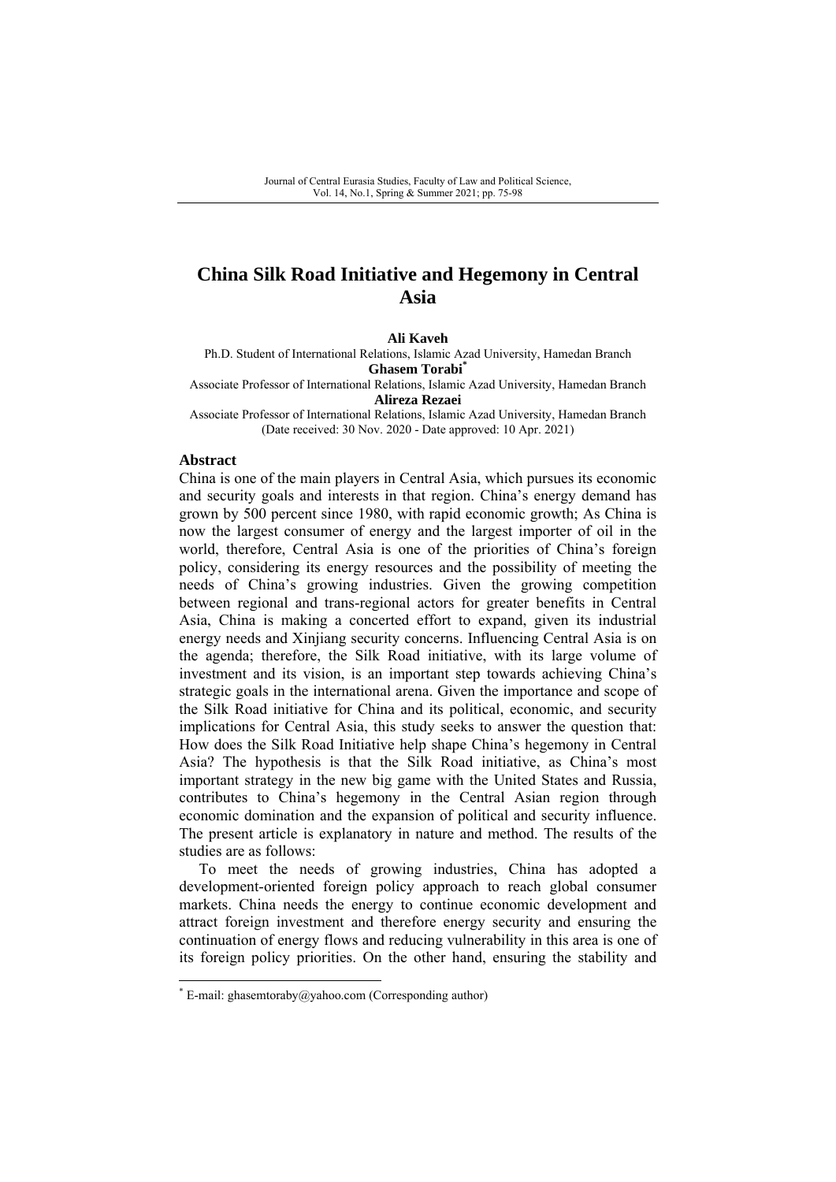# China Silk Road Initiative and Hegemony in Central Asia

**Ali Kaveh**
Ph.D. Student of International Relations, Islamic Azad University, Hamedan Branch

**Ghasem Torabi***
Associate Professor of International Relations, Islamic Azad University, Hamedan Branch

**Alireza Rezaei**
Associate Professor of International Relations, Islamic Azad University, Hamedan Branch

(Date received: 30 Nov. 2020 - Date approved: 10 Apr. 2021)

## Abstract

China is one of the main players in Central Asia, which pursues its economic and security goals and interests in that region. China's energy demand has grown by 500 percent since 1980, with rapid economic growth; As China is now the largest consumer of energy and the largest importer of oil in the world, therefore, Central Asia is one of the priorities of China's foreign policy, considering its energy resources and the possibility of meeting the needs of China's growing industries. Given the growing competition between regional and trans-regional actors for greater benefits in Central Asia, China is making a concerted effort to expand, given its industrial energy needs and Xinjiang security concerns. Influencing Central Asia is on the agenda; therefore, the Silk Road initiative, with its large volume of investment and its vision, is an important step towards achieving China's strategic goals in the international arena. Given the importance and scope of the Silk Road initiative for China and its political, economic, and security implications for Central Asia, this study seeks to answer the question that: How does the Silk Road Initiative help shape China's hegemony in Central Asia? The hypothesis is that the Silk Road initiative, as China's most important strategy in the new big game with the United States and Russia, contributes to China's hegemony in the Central Asian region through economic domination and the expansion of political and security influence. The present article is explanatory in nature and method. The results of the studies are as follows:

To meet the needs of growing industries, China has adopted a development-oriented foreign policy approach to reach global consumer markets. China needs the energy to continue economic development and attract foreign investment and therefore energy security and ensuring the continuation of energy flows and reducing vulnerability in this area is one of its foreign policy priorities. On the other hand, ensuring the stability and

---

* E-mail: ghasemtoraby@yahoo.com (Corresponding author)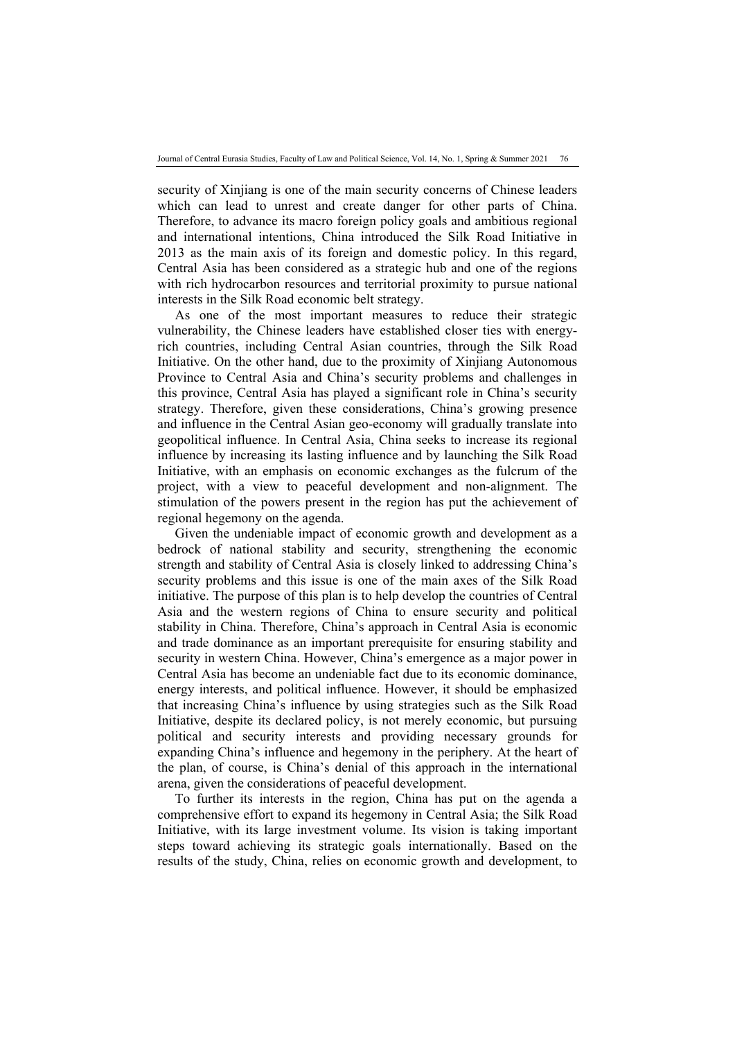security of Xinjiang is one of the main security concerns of Chinese leaders which can lead to unrest and create danger for other parts of China. Therefore, to advance its macro foreign policy goals and ambitious regional and international intentions, China introduced the Silk Road Initiative in 2013 as the main axis of its foreign and domestic policy. In this regard, Central Asia has been considered as a strategic hub and one of the regions with rich hydrocarbon resources and territorial proximity to pursue national interests in the Silk Road economic belt strategy.

As one of the most important measures to reduce their strategic vulnerability, the Chinese leaders have established closer ties with energy-rich countries, including Central Asian countries, through the Silk Road Initiative. On the other hand, due to the proximity of Xinjiang Autonomous Province to Central Asia and China's security problems and challenges in this province, Central Asia has played a significant role in China's security strategy. Therefore, given these considerations, China's growing presence and influence in the Central Asian geo-economy will gradually translate into geopolitical influence. In Central Asia, China seeks to increase its regional influence by increasing its lasting influence and by launching the Silk Road Initiative, with an emphasis on economic exchanges as the fulcrum of the project, with a view to peaceful development and non-alignment. The stimulation of the powers present in the region has put the achievement of regional hegemony on the agenda.

Given the undeniable impact of economic growth and development as a bedrock of national stability and security, strengthening the economic strength and stability of Central Asia is closely linked to addressing China's security problems and this issue is one of the main axes of the Silk Road initiative. The purpose of this plan is to help develop the countries of Central Asia and the western regions of China to ensure security and political stability in China. Therefore, China's approach in Central Asia is economic and trade dominance as an important prerequisite for ensuring stability and security in western China. However, China's emergence as a major power in Central Asia has become an undeniable fact due to its economic dominance, energy interests, and political influence. However, it should be emphasized that increasing China's influence by using strategies such as the Silk Road Initiative, despite its declared policy, is not merely economic, but pursuing political and security interests and providing necessary grounds for expanding China's influence and hegemony in the periphery. At the heart of the plan, of course, is China's denial of this approach in the international arena, given the considerations of peaceful development.

To further its interests in the region, China has put on the agenda a comprehensive effort to expand its hegemony in Central Asia; the Silk Road Initiative, with its large investment volume. Its vision is taking important steps toward achieving its strategic goals internationally. Based on the results of the study, China, relies on economic growth and development, to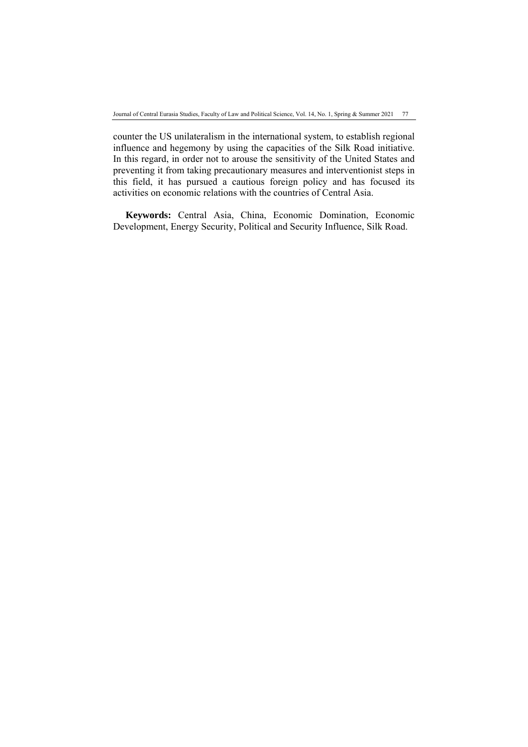counter the US unilateralism in the international system, to establish regional influence and hegemony by using the capacities of the Silk Road initiative. In this regard, in order not to arouse the sensitivity of the United States and preventing it from taking precautionary measures and interventionist steps in this field, it has pursued a cautious foreign policy and has focused its activities on economic relations with the countries of Central Asia.

**Keywords:** Central Asia, China, Economic Domination, Economic Development, Energy Security, Political and Security Influence, Silk Road.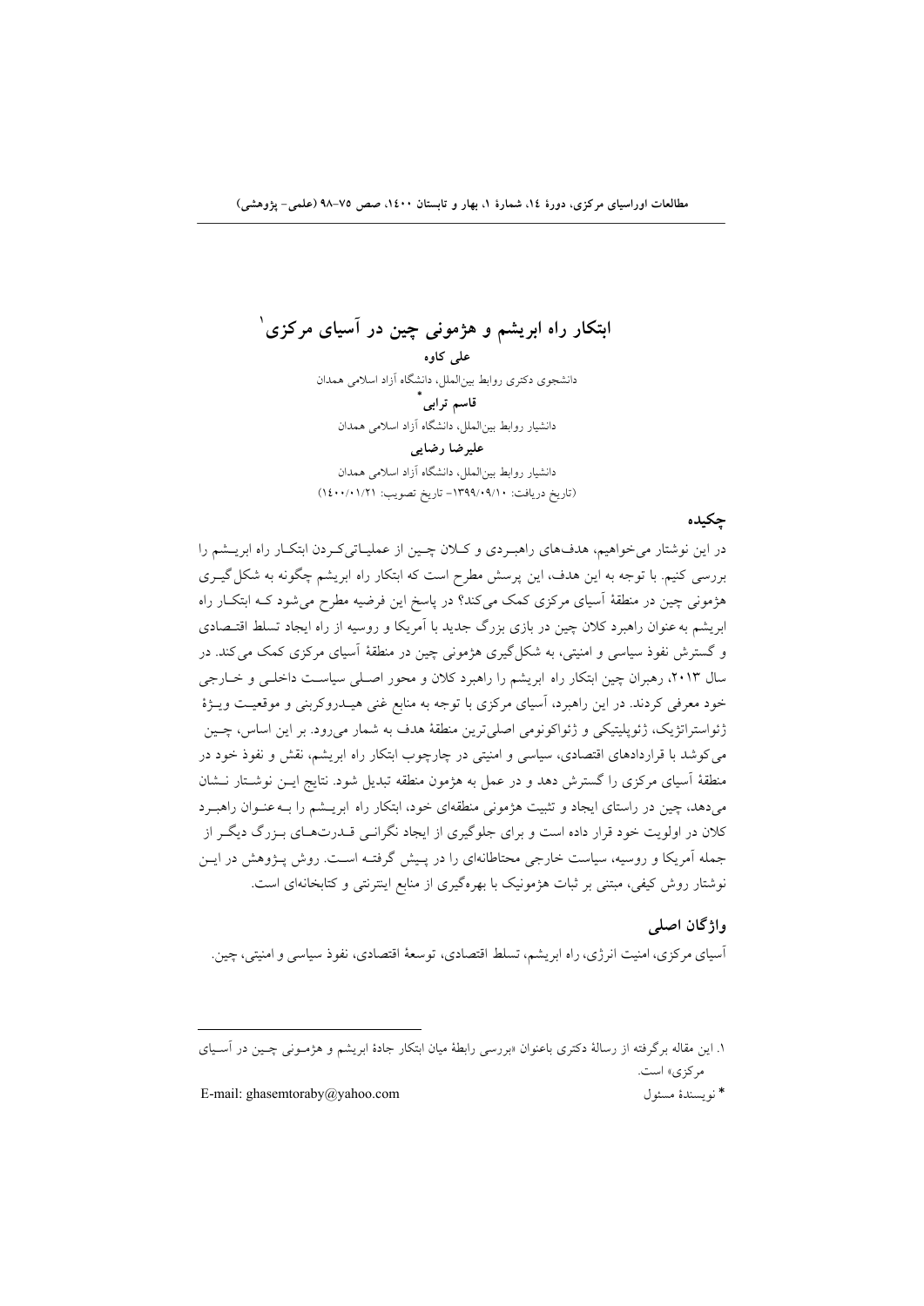# ابتکار راه ابریشم و هژمونی چین در آسیای مرکزی[1]

**علی کاوه**

دانشجوی دکتری روابط بین‌الملل، دانشگاه آزاد اسلامی همدان

**قاسم ترابی***

دانشیار روابط بین‌الملل، دانشگاه آزاد اسلامی همدان

**علیرضا رضایی**

دانشیار روابط بین‌الملل، دانشگاه آزاد اسلامی همدان

(تاریخ دریافت: ۱۳۹۹/۰۹/۱۰- تاریخ تصویب: ۱۴۰۰/۰۱/۲۱)

## چکیده

در این نوشتار می‌خواهیم، هدف‌های راهبردی و کلان چین از عملیاتی‌کردن ابتکار راه ابریشم را بررسی کنیم. با توجه به این هدف، این پرسش مطرح است که ابتکار راه ابریشم چگونه به شکل‌گیری هژمونی چین در منطقهٔ آسیای مرکزی کمک می‌کند؟ در پاسخ این فرضیه مطرح می‌شود کـه ابتکـار راه ابریشم به‌عنوان راهبرد کلان چین در بازی بزرگ جدید با آمریکا و روسیه از راه ایجاد تسلط اقتـصادی و گسترش نفوذ سیاسی و امنیتی، به شکل‌گیری هژمونی چین در منطقهٔ آسیای مرکزی کمک می‌کند. در سال ۲۰۱۳، رهبران چین ابتکار راه ابریشم را راهبرد کلان و محور اصـلی سیاسـت داخلـی و خـارجی خود معرفی کردند. در این راهبرد، آسیای مرکزی با توجه به منابع غنی هیـدروکربنی و موقعیـت ویـژهٔ ژئواستراتژیک، ژئوپلیتیکی و ژئواکونومی اصلی‌ترین منطقهٔ هدف به شمار می‌رود. بر این اساس، چـین می‌کوشد با قراردادهای اقتصادی، سیاسی و امنیتی در چارچوب ابتکار راه ابریشم، نقش و نفوذ خود در منطقهٔ آسیای مرکزی را گسترش دهد و در عمل به هژمون منطقه تبدیل شود. نتایج ایـن نوشـتار نـشان می‌دهد، چین در راستای ایجاد و تثبیت هژمونی منطقه‌ای خود، ابتکار راه ابریـشم را بـه‌عنـوان راهبـرد کلان در اولویت خود قرار داده است و برای جلوگیری از ایجاد نگرانـی قـدرت‌هـای بـزرگ دیگـر از جمله آمریکا و روسیه، سیاست خارجی محتاطانه‌ای را در پـیش گرفتـه اسـت. روش پـژوهش در ایـن نوشتار روش کیفی، مبتنی بر ثبات هژمونیک با بهره‌گیری از منابع اینترنتی و کتابخانه‌ای است.

## واژگان اصلی

آسیای مرکزی، امنیت انرژی، راه ابریشم، تسلط اقتصادی، توسعهٔ اقتصادی، نفوذ سیاسی و امنیتی، چین.

---

[1] این مقاله برگرفته از رسالهٔ دکتری باعنوان «بررسی رابطهٔ میان ابتکار جادهٔ ابریشم و هژمـونی چـین در آسـیای مرکزی» است.

* نویسندهٔ مسئول — E-mail: ghasemtoraby@yahoo.com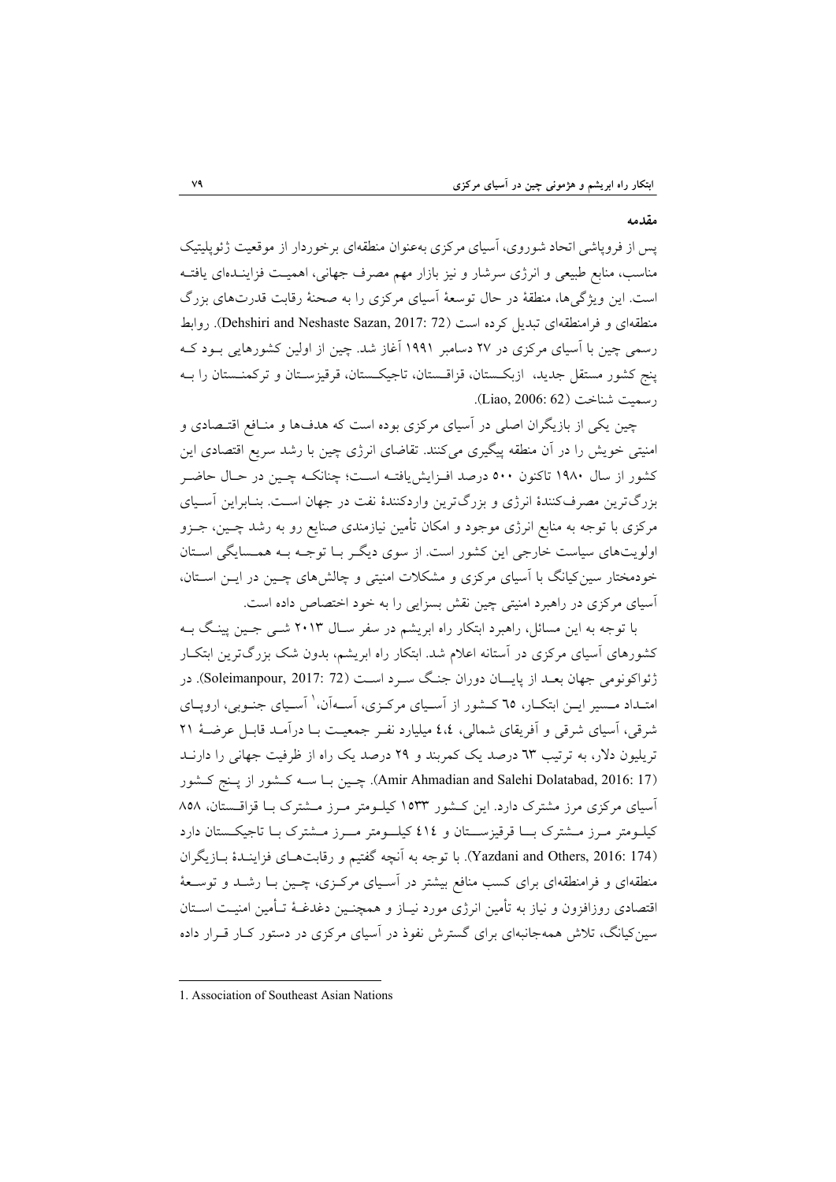## مقدمه

پس از فروپاشی اتحاد شوروی، آسیای مرکزی به‌عنوان منطقه‌ای برخوردار از موقعیت ژئوپلیتیک مناسب، منابع طبیعی و انرژی سرشار و نیز بازار مهم مصرف جهانی، اهمیت فزاینده‌ای یافته است. این ویژگی‌ها، منطقهٔ در حال توسعهٔ آسیای مرکزی را به صحنهٔ رقابت قدرت‌های بزرگ منطقه‌ای و فرامنطقه‌ای تبدیل کرده است (Dehshiri and Neshaste Sazan, 2017: 72). روابط رسمی چین با آسیای مرکزی در ۲۷ دسامبر ۱۹۹۱ آغاز شد. چین از اولین کشورهایی بود که پنج کشور مستقل جدید، ازبکستان، قزاقستان، تاجیکستان، قرقیزستان و ترکمنستان را به رسمیت شناخت (Liao, 2006: 62).

چین یکی از بازیگران اصلی در آسیای مرکزی بوده است که هدف‌ها و منافع اقتصادی و امنیتی خویش را در آن منطقه پیگیری می‌کنند. تقاضای انرژی چین با رشد سریع اقتصادی این کشور از سال ۱۹۸۰ تاکنون ۵۰۰ درصد افزایش‌یافته است؛ چنانکه چین در حال حاضر بزرگ‌ترین مصرف‌کنندهٔ انرژی و بزرگ‌ترین واردکنندهٔ نفت در جهان است. بنابراین آسیای مرکزی با توجه به منابع انرژی موجود و امکان تأمین نیازمندی صنایع رو به رشد چین، جزو اولویت‌های سیاست خارجی این کشور است. از سوی دیگر با توجه به همسایگی استان خودمختار سین‌کیانگ با آسیای مرکزی و مشکلات امنیتی و چالش‌های چین در این استان، آسیای مرکزی در راهبرد امنیتی چین نقش بسزایی را به خود اختصاص داده است.

با توجه به این مسائل، راهبرد ابتکار راه ابریشم در سفر سال ۲۰۱۳ شی جین پینگ به کشورهای آسیای مرکزی در آستانه اعلام شد. ابتکار راه ابریشم، بدون شک بزرگ‌ترین ابتکار ژئواکونومی جهان بعد از پایان دوران جنگ سرد است (Soleimanpour, 2017: 72). در امتداد مسیر این ابتکار، ٦٥ کشور از آسیای مرکزی، آسه‌آن،[1] آسیای جنوبی، اروپای شرقی، آسیای شرقی و آفریقای شمالی، ٤،٤ میلیارد نفر جمعیت با درآمد قابل عرضهٔ ۲۱ تریلیون دلار، به ترتیب ٦٣ درصد یک کمربند و ۲۹ درصد یک راه از ظرفیت جهانی را دارند (Amir Ahmadian and Salehi Dolatabad, 2016: 17). چین با سه کشور از پنج کشور آسیای مرکزی مرز مشترک دارد. این کشور ۱۵۳۳ کیلومتر مرز مشترک با قزاقستان، ۸۵۸ کیلومتر مرز مشترک با قرقیزستان و ٤١٤ کیلومتر مرز مشترک با تاجیکستان دارد (Yazdani and Others, 2016: 174). با توجه به آنچه گفتیم و رقابت‌های فزایندهٔ بازیگران منطقه‌ای و فرامنطقه‌ای برای کسب منافع بیشتر در آسیای مرکزی، چین با رشد و توسعهٔ اقتصادی روزافزون و نیاز به تأمین انرژی مورد نیاز و همچنین دغدغهٔ تأمین امنیت استان سین‌کیانگ، تلاش همه‌جانبه‌ای برای گسترش نفوذ در آسیای مرکزی در دستور کار قرار داده

---

1. Association of Southeast Asian Nations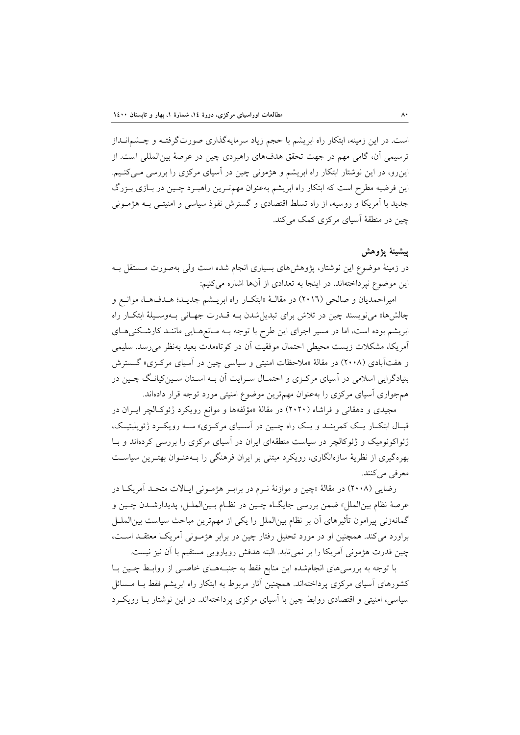است. در این زمینه، ابتکار راه ابریشم با حجم زیاد سرمایه‌گذاری صورت‌گرفته و چشم‌انداز ترسیمی آن، گامی مهم در جهت تحقق هدف‌های راهبردی چین در عرصهٔ بین‌المللی است. از این‌رو، در این نوشتار ابتکار راه ابریشم و هژمونی چین در آسیای مرکزی را بررسی می‌کنیم. این فرضیه مطرح است که ابتکار راه ابریشم به‌عنوان مهم‌ترین راهبرد چین در بازی بزرگ جدید با آمریکا و روسیه، از راه تسلط اقتصادی و گسترش نفوذ سیاسی و امنیتی به هژمونی چین در منطقهٔ آسیای مرکزی کمک می‌کند.

## پیشینهٔ پژوهش

در زمینهٔ موضوع این نوشتار، پژوهش‌های بسیاری انجام شده است ولی به‌صورت مستقل به این موضوع نپرداخته‌اند. در اینجا به تعدادی از آن‌ها اشاره می‌کنیم:

امیراحمدیان و صالحی (۲۰۱۶) در مقالهٔ «ابتکار راه ابریشم جدید؛ هدف‌ها، موانع و چالش‌ها» می‌نویسند چین در تلاش برای تبدیل‌شدن به قدرت جهانی به‌وسیلهٔ ابتکار راه ابریشم بوده است، اما در مسیر اجرای این طرح با توجه به مانع‌هایی مانند کارشکنی‌های آمریکا، مشکلات زیست محیطی احتمال موفقیت آن در کوتاه‌مدت بعید به‌نظر می‌رسد. سلیمی و هفت‌آبادی (۲۰۰۸) در مقالهٔ «ملاحظات امنیتی و سیاسی چین در آسیای مرکزی» گسترش بنیادگرایی اسلامی در آسیای مرکزی و احتمال سرایت آن به استان سین‌کیانگ چین در هم‌جواری آسیای مرکزی را به‌عنوان مهم‌ترین موضوع امنیتی مورد توجه قرار داده‌اند.

مجیدی و دهقانی و فراشاه (۲۰۲۰) در مقالهٔ «مؤلفه‌ها و موانع رویکرد ژئوکالچر ایران در قبال ابتکار یک کمربند و یک راه چین در آسیای مرکزی» سه رویکرد ژئوپلیتیک، ژئواکونومیک و ژئوکالچر در سیاست منطقه‌ای ایران در آسیای مرکزی را بررسی کرده‌اند و با بهره‌گیری از نظریهٔ سازه‌انگاری، رویکرد مبتنی بر ایران فرهنگی را به‌عنوان بهترین سیاست معرفی می‌کنند.

رضایی (۲۰۰۸) در مقالهٔ «چین و موازنهٔ نرم در برابر هژمونی ایالات متحد آمریکا در عرصهٔ نظام بین‌الملل» ضمن بررسی جایگاه چین در نظام بین‌الملل، پدیدارشدن چین و گمانه‌زنی پیرامون تأثیرهای آن بر نظام بین‌الملل را یکی از مهم‌ترین مباحث سیاست بین‌الملل براورد می‌کند. همچنین او در مورد تحلیل رفتار چین در برابر هژمونی آمریکا معتقد است، چین قدرت هژمونی آمریکا را بر نمی‌تابد. البته هدفش رویارویی مستقیم با آن نیز نیست.

با توجه به بررسی‌های انجام‌شده این منابع فقط به جنبه‌های خاصی از روابط چین با کشورهای آسیای مرکزی پرداخته‌اند. همچنین آثار مربوط به ابتکار راه ابریشم فقط با مسائل سیاسی، امنیتی و اقتصادی روابط چین با آسیای مرکزی پرداخته‌اند. در این نوشتار با رویکرد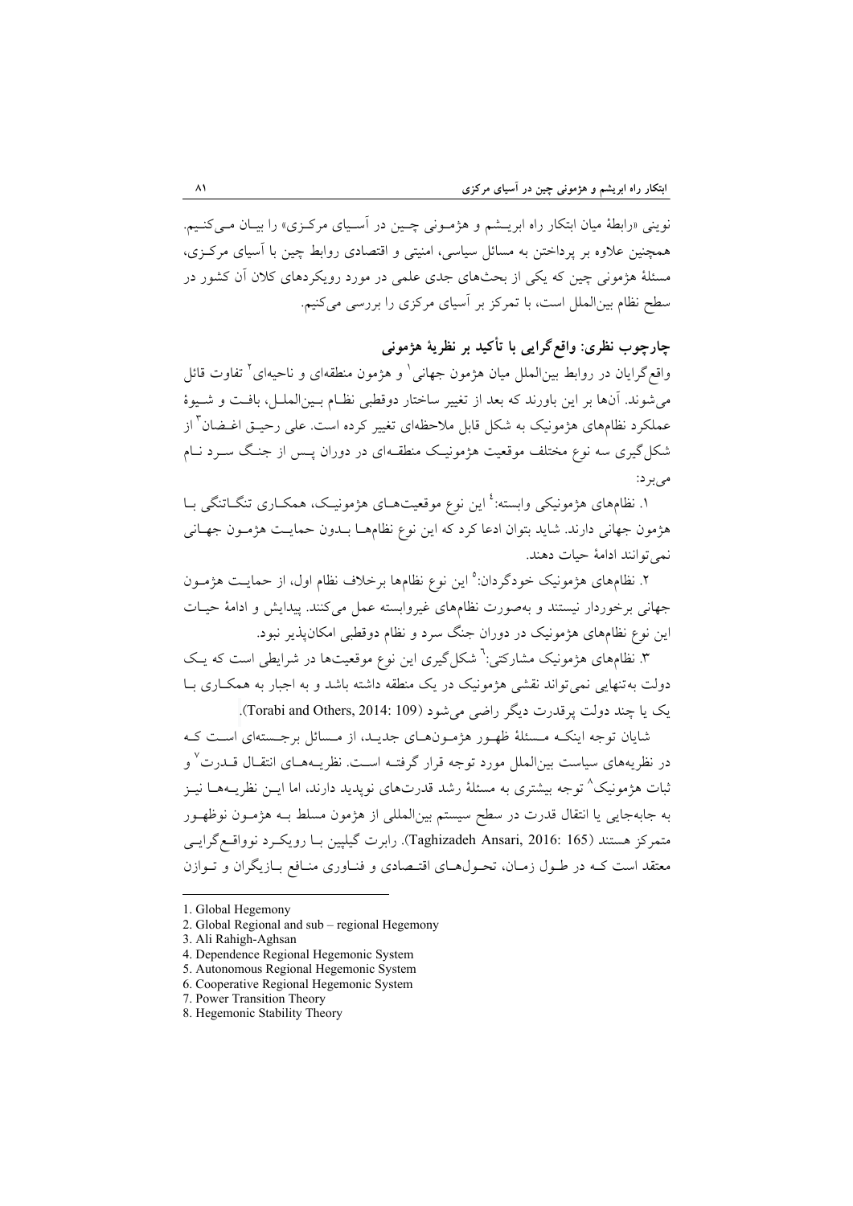نوینی «رابطهٔ میان ابتکار راه ابریشم و هژمونی چین در آسیای مرکزی» را بیان می‌کنیم. همچنین علاوه بر پرداختن به مسائل سیاسی، امنیتی و اقتصادی روابط چین با آسیای مرکزی، مسئلهٔ هژمونی چین که یکی از بحث‌های جدی علمی در مورد رویکردهای کلان آن کشور در سطح نظام بین‌الملل است، با تمرکز بر آسیای مرکزی را بررسی می‌کنیم.

## چارچوب نظری: واقع‌گرایی با تأکید بر نظریهٔ هژمونی

واقع‌گرایان در روابط بین‌الملل میان هژمون جهانی[1] و هژمون منطقه‌ای و ناحیه‌ای[2] تفاوت قائل می‌شوند. آن‌ها بر این باورند که بعد از تغییر ساختار دوقطبی نظام بین‌الملل، بافت و شیوهٔ عملکرد نظام‌های هژمونیک به شکل قابل ملاحظه‌ای تغییر کرده است. علی رحیق اغضان[3] از شکل‌گیری سه نوع مختلف موقعیت هژمونیک منطقه‌ای در دوران پس از جنگ سرد نام می‌برد:

۱. نظام‌های هژمونیکی وابسته:[4] این نوع موقعیت‌های هژمونیک، همکاری تنگاتنگی با هژمون جهانی دارند. شاید بتوان ادعا کرد که این نوع نظام‌ها بدون حمایت هژمون جهانی نمی‌توانند ادامهٔ حیات دهند.

۲. نظام‌های هژمونیک خودگردان:[5] این نوع نظام‌ها برخلاف نظام اول، از حمایت هژمون جهانی برخوردار نیستند و به‌صورت نظام‌های غیروابسته عمل می‌کنند. پیدایش و ادامهٔ حیات این نوع نظام‌های هژمونیک در دوران جنگ سرد و نظام دوقطبی امکان‌پذیر نبود.

۳. نظام‌های هژمونیک مشارکتی:[6] شکل‌گیری این نوع موقعیت‌ها در شرایطی است که یک دولت به‌تنهایی نمی‌تواند نقشی هژمونیک در یک منطقه داشته باشد و به اجبار به همکاری با یک یا چند دولت پرقدرت دیگر راضی می‌شود (Torabi and Others, 2014: 109).

شایان توجه اینکه مسئلهٔ ظهور هژمون‌های جدید، از مسائل برجسته‌ای است که در نظریه‌های سیاست بین‌الملل مورد توجه قرار گرفته است. نظریه‌های انتقال قدرت[7] و ثبات هژمونیک[8] توجه بیشتری به مسئلهٔ رشد قدرت‌های نوپدید دارند، اما این نظریه‌ها نیز به جابه‌جایی یا انتقال قدرت در سطح سیستم بین‌المللی از هژمون مسلط به هژمون نوظهور متمرکز هستند (Taghizadeh Ansari, 2016: 165). رابرت گیلپین با رویکرد نوواقع‌گرایی معتقد است که در طول زمان، تحول‌های اقتصادی و فناوری منافع بازیگران و توازن

---

1. Global Hegemony
2. Global Regional and sub – regional Hegemony
3. Ali Rahigh-Aghsan
4. Dependence Regional Hegemonic System
5. Autonomous Regional Hegemonic System
6. Cooperative Regional Hegemonic System
7. Power Transition Theory
8. Hegemonic Stability Theory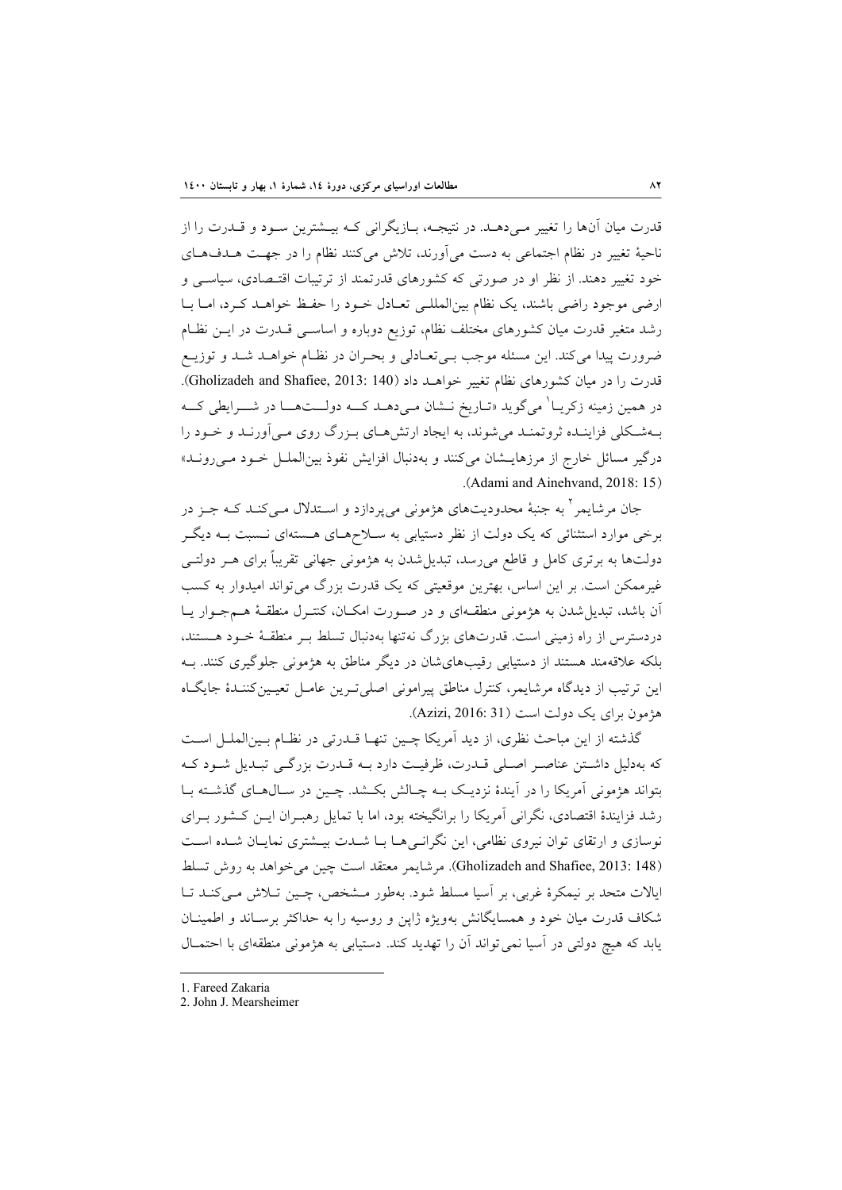قدرت میان آن‌ها را تغییر می‌دهد. در نتیجه، بازیگرانی که بیشترین سود و قدرت را از ناحیهٔ تغییر در نظام اجتماعی به دست می‌آورند، تلاش می‌کنند نظام را در جهت هدف‌های خود تغییر دهند. از نظر او در صورتی که کشورهای قدرتمند از ترتیبات اقتصادی، سیاسی و ارضی موجود راضی باشند، یک نظام بین‌المللی تعادل خود را حفظ خواهد کرد، اما با رشد متغیر قدرت میان کشورهای مختلف نظام، توزیع دوباره و اساسی قدرت در این نظام ضرورت پیدا می‌کند. این مسئله موجب بی‌تعادلی و بحران در نظام خواهد شد و توزیع قدرت را در میان کشورهای نظام تغییر خواهد داد (Gholizadeh and Shafiee, 2013: 140). در همین زمینه زکریا[1] می‌گوید «تاریخ نشان می‌دهد که دولت‌ها در شرایطی که به‌شکلی فزاینده ثروتمند می‌شوند، به ایجاد ارتش‌های بزرگ روی می‌آورند و خود را درگیر مسائل خارج از مرزهایشان می‌کنند و به‌دنبال افزایش نفوذ بین‌الملل خود می‌روند» (Adami and Ainehvand, 2018: 15).

جان مرشایمر[2] به جنبهٔ محدودیت‌های هژمونی می‌پردازد و استدلال می‌کند که جز در برخی موارد استثنائی که یک دولت از نظر دستیابی به سلاح‌های هسته‌ای نسبت به دیگر دولت‌ها به برتری کامل و قاطع می‌رسد، تبدیل‌شدن به هژمونی جهانی تقریباً برای هر دولتی غیرممکن است. بر این اساس، بهترین موقعیتی که یک قدرت بزرگ می‌تواند امیدوار به کسب آن باشد، تبدیل‌شدن به هژمونی منطقه‌ای و در صورت امکان، کنترل منطقهٔ هم‌جوار یا دردسترس از راه زمینی است. قدرت‌های بزرگ نه‌تنها به‌دنبال تسلط بر منطقهٔ خود هستند، بلکه علاقه‌مند هستند از دستیابی رقیب‌های‌شان در دیگر مناطق به هژمونی جلوگیری کنند. به این ترتیب از دیدگاه مرشایمر، کنترل مناطق پیرامونی اصلی‌ترین عامل تعیین‌کنندهٔ جایگاه هژمون برای یک دولت است (Azizi, 2016: 31).

گذشته از این مباحث نظری، از دید آمریکا چین تنها قدرتی در نظام بین‌الملل است که به‌دلیل داشتن عناصر اصلی قدرت، ظرفیت دارد به قدرت بزرگی تبدیل شود که بتواند هژمونی آمریکا را در آیندهٔ نزدیک به چالش بکشد. چین در سال‌های گذشته با رشد فزایندهٔ اقتصادی، نگرانی آمریکا را برانگیخته بود، اما با تمایل رهبران این کشور برای نوسازی و ارتقای توان نیروی نظامی، این نگرانی‌ها با شدت بیشتری نمایان شده است (Gholizadeh and Shafiee, 2013: 148). مرشایمر معتقد است چین می‌خواهد به روش تسلط ایالات متحد بر نیمکرهٔ غربی، بر آسیا مسلط شود. به‌طور مشخص، چین تلاش می‌کند تا شکاف قدرت میان خود و همسایگانش به‌ویژه ژاپن و روسیه را به حداکثر برساند و اطمینان یابد که هیچ دولتی در آسیا نمی‌تواند آن را تهدید کند. دستیابی به هژمونی منطقه‌ای با احتمال

---

1. Fareed Zakaria
2. John J. Mearsheimer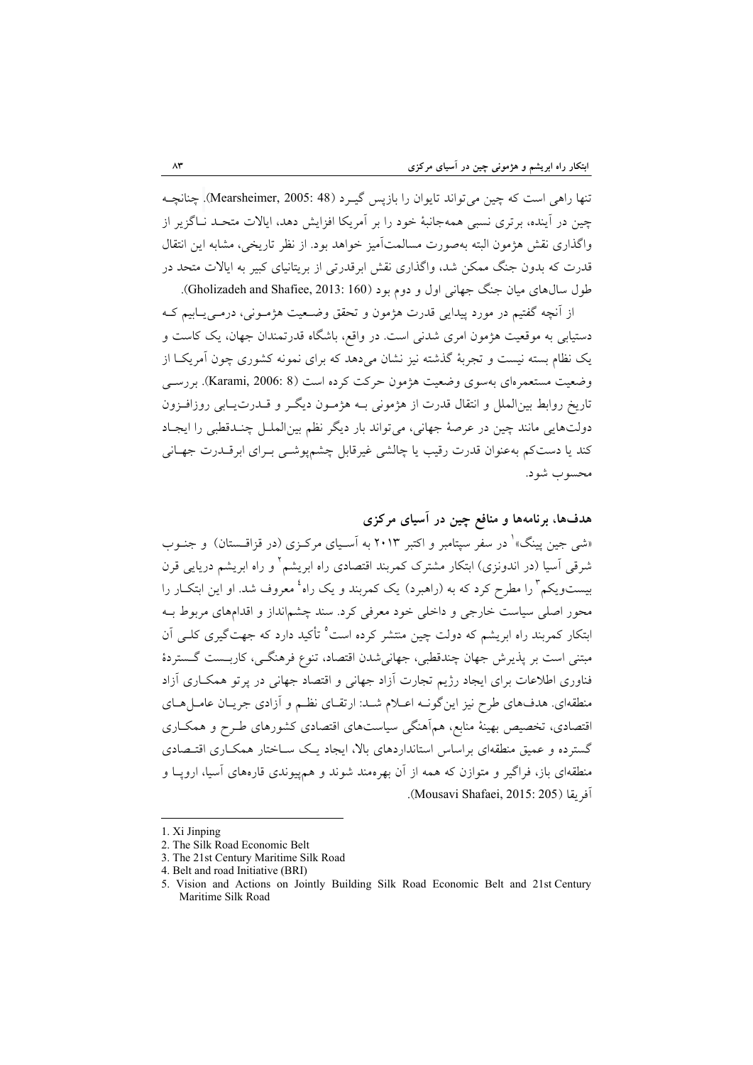تنها راهی است که چین می‌تواند تایوان را بازپس گیرد (Mearsheimer, 2005: 48). چنانچه چین در آینده، برتری نسبی همه‌جانبهٔ خود را بر آمریکا افزایش دهد، ایالات متحد ناگزیر از واگذاری نقش هژمون البته به‌صورت مسالمت‌آمیز خواهد بود. از نظر تاریخی، مشابه این انتقال قدرت که بدون جنگ ممکن شد، واگذاری نقش ابرقدرتی از بریتانیای کبیر به ایالات متحد در طول سال‌های میان جنگ جهانی اول و دوم بود (Gholizadeh and Shafiee, 2013: 160).

از آنچه گفتیم در مورد پیدایی قدرت هژمون و تحقق وضعیت هژمونی، درمی‌یابیم که دستیابی به موقعیت هژمون امری شدنی است. در واقع، باشگاه قدرتمندان جهان، یک کاست و یک نظام بسته نیست و تجربهٔ گذشته نیز نشان می‌دهد که برای نمونه کشوری چون آمریکا از وضعیت مستعمره‌ای به‌سوی وضعیت هژمون حرکت کرده است (Karami, 2006: 8). بررسی تاریخ روابط بین‌الملل و انتقال قدرت از هژمونی به هژمون دیگر و قدرت‌یابی روزافزون دولت‌هایی مانند چین در عرصهٔ جهانی، می‌تواند بار دیگر نظم بین‌الملل چندقطبی را ایجاد کند یا دست‌کم به‌عنوان قدرت رقیب یا چالشی غیرقابل چشم‌پوشی برای ابرقدرت جهانی محسوب شود.

## هدف‌ها، برنامه‌ها و منافع چین در آسیای مرکزی

«شی جین پینگ»[1] در سفر سپتامبر و اکتبر ۲۰۱۳ به آسیای مرکزی (در قزاقستان) و جنوب شرقی آسیا (در اندونزی) ابتکار مشترک کمربند اقتصادی راه ابریشم[2] و راه ابریشم دریایی قرن بیست‌ویکم[3] را مطرح کرد که به (راهبرد) یک کمربند و یک راه[4] معروف شد. او این ابتکار را محور اصلی سیاست خارجی و داخلی خود معرفی کرد. سند چشم‌انداز و اقدام‌های مربوط به ابتکار کمربند راه ابریشم که دولت چین منتشر کرده است[5] تأکید دارد که جهت‌گیری کلی آن مبتنی است بر پذیرش جهان چندقطبی، جهانی‌شدن اقتصاد، تنوع فرهنگی، کاربست گستردهٔ فناوری اطلاعات برای ایجاد رژیم تجارت آزاد جهانی و اقتصاد جهانی در پرتو همکاری آزاد منطقه‌ای. هدف‌های طرح نیز این‌گونه اعلام شد: ارتقای نظم و آزادی جریان عامل‌های اقتصادی، تخصیص بهینهٔ منابع، هم‌آهنگی سیاست‌های اقتصادی کشورهای طرح و همکاری گسترده و عمیق منطقه‌ای براساس استانداردهای بالا، ایجاد یک ساختار همکاری اقتصادی منطقه‌ای باز، فراگیر و متوازن که همه از آن بهره‌مند شوند و هم‌پیوندی قاره‌های آسیا، اروپا و آفریقا (Mousavi Shafaei, 2015: 205).

---

1. Xi Jinping
2. The Silk Road Economic Belt
3. The 21st Century Maritime Silk Road
4. Belt and road Initiative (BRI)
5. Vision and Actions on Jointly Building Silk Road Economic Belt and 21st Century Maritime Silk Road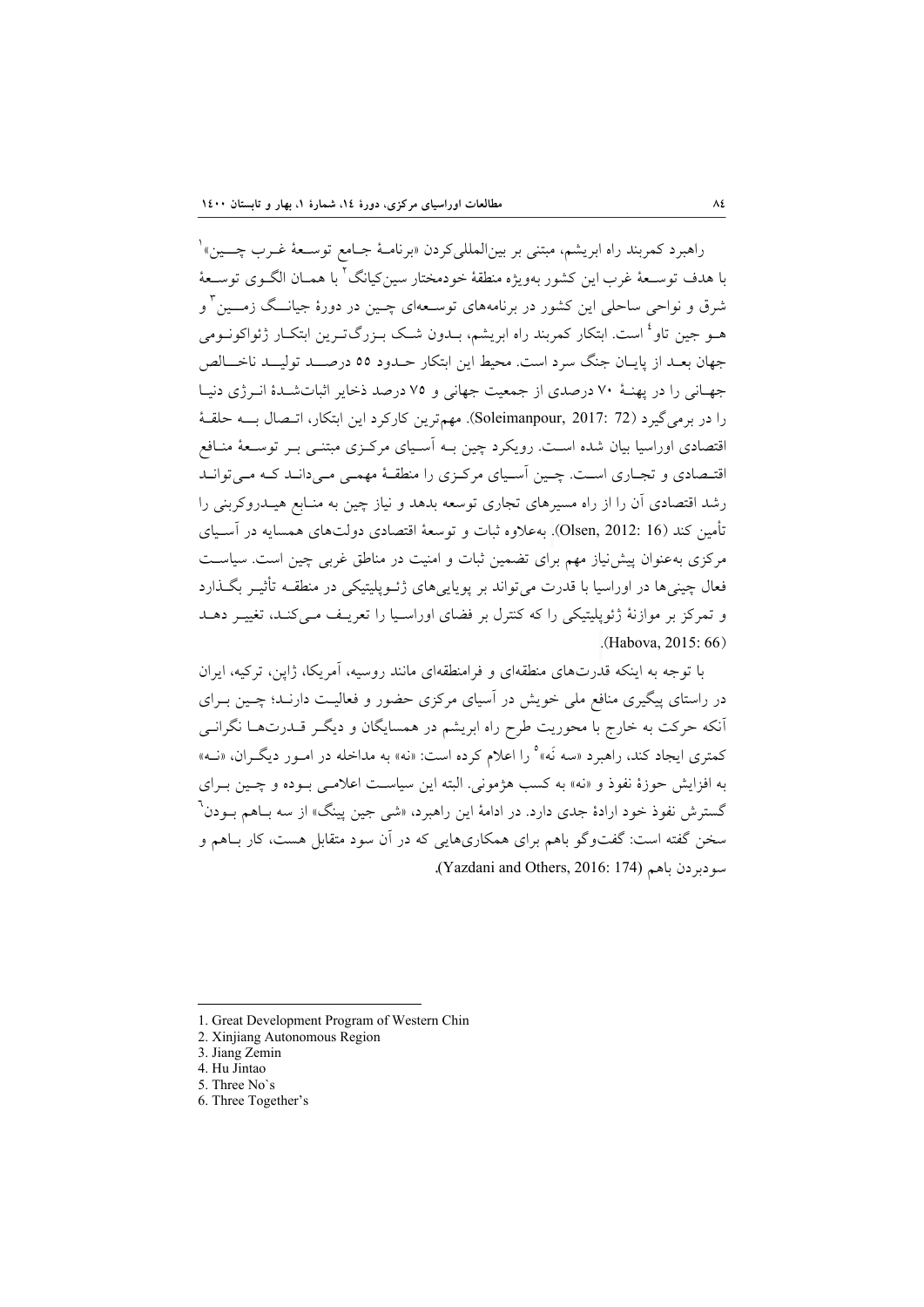راهبرد کمربند راه ابریشم، مبتنی بر بین‌المللی‌کردن «برنامهٔ جامع توسعهٔ غرب چین»[1] با هدف توسعهٔ غرب این کشور به‌ویژه منطقهٔ خودمختار سین‌کیانگ[2] با همان الگوی توسعهٔ شرق و نواحی ساحلی این کشور در برنامه‌های توسعه‌ای چین در دورهٔ جیانگ زمین[3] و هو جین تاو[4] است. ابتکار کمربند راه ابریشم، بدون شک بزرگ‌ترین ابتکار ژئواکونومی جهان بعد از پایان جنگ سرد است. محیط این ابتکار حدود ۵۵ درصد تولید ناخالص جهانی را در پهنهٔ ۷۰ درصدی از جمعیت جهانی و ۷۵ درصد ذخایر اثبات‌شدهٔ انرژی دنیا را در برمی‌گیرد (Soleimanpour, 2017: 72). مهم‌ترین کارکرد این ابتکار، اتصال به حلقهٔ اقتصادی اوراسیا بیان شده است. رویکرد چین به آسیای مرکزی مبتنی بر توسعهٔ منافع اقتصادی و تجاری است. چین آسیای مرکزی را منطقهٔ مهمی می‌داند که می‌تواند رشد اقتصادی آن را از راه مسیرهای تجاری توسعه بدهد و نیاز چین به منابع هیدروکربنی را تأمین کند (Olsen, 2012: 16). به‌علاوه ثبات و توسعهٔ اقتصادی دولت‌های همسایه در آسیای مرکزی به‌عنوان پیش‌نیاز مهم برای تضمین ثبات و امنیت در مناطق غربی چین است. سیاست فعال چینی‌ها در اوراسیا با قدرت می‌تواند بر پویایی‌های ژئوپلیتیکی در منطقه تأثیر بگذارد و تمرکز بر موازنهٔ ژئوپلیتیکی را که کنترل بر فضای اوراسیا را تعریف می‌کند، تغییر دهد (Habova, 2015: 66).

با توجه به اینکه قدرت‌های منطقه‌ای و فرامنطقه‌ای مانند روسیه، آمریکا، ژاپن، ترکیه، ایران در راستای پیگیری منافع ملی خویش در آسیای مرکزی حضور و فعالیت دارند؛ چین برای آنکه حرکت به خارج با محوریت طرح راه ابریشم در همسایگان و دیگر قدرت‌ها نگرانی کمتری ایجاد کند، راهبرد «سه نَه»[5] را اعلام کرده است: «نه» به مداخله در امور دیگران، «نه» به افزایش حوزهٔ نفوذ و «نه» به کسب هژمونی. البته این سیاست اعلامی بوده و چین برای گسترش نفوذ خود ارادهٔ جدی دارد. در ادامهٔ این راهبرد، «شی جین پینگ» از سه باهم بودن[6] سخن گفته است: گفت‌وگو باهم برای همکاری‌هایی که در آن سود متقابل هست، کار باهم و سودبردن باهم (Yazdani and Others, 2016: 174).

---

1. Great Development Program of Western Chin
2. Xinjiang Autonomous Region
3. Jiang Zemin
4. Hu Jintao
5. Three No`s
6. Three Together's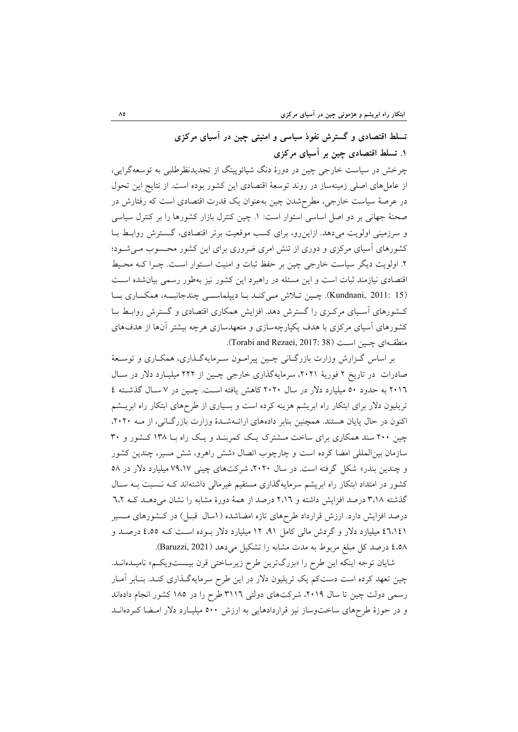## تسلط اقتصادی و گسترش نفوذ سیاسی و امنیتی چین در آسیای مرکزی

### ۱. تسلط اقتصادی چین بر آسیای مرکزی

چرخش در سیاست خارجی چین در دورهٔ دنگ شیائوپینگ از تجدیدنظرطلبی به توسعه‌گرایی، از عامل‌های اصلی زمینه‌ساز در روند توسعهٔ اقتصادی این کشور بوده است. از نتایج این تحول در عرصهٔ سیاست خارجی، مطرح‌شدن چین به‌عنوان یک قدرت اقتصادی است که رفتارش در صحنهٔ جهانی بر دو اصل اساسی استوار است: ۱. چین کنترل بازار کشورها را بر کنترل سیاسی و سرزمینی اولویت می‌دهد. ازاین‌رو، برای کسب موقعیت برتر اقتصادی، گسترش روابط با کشورهای آسیای مرکزی و دوری از تنش امری ضروری برای این کشور محسوب می‌شود؛ ۲. اولویت دیگر سیاست خارجی چین بر حفظ ثبات و امنیت استوار است. چرا که محیط اقتصادی نیازمند ثبات است و این مسئله در راهبرد این کشور نیز به‌طور رسمی بیان‌شده است (Kundnani, 2011: 15). چین تلاش می‌کند با دیپلماسی چندجانبه، همکاری با کشورهای آسیای مرکزی را گسترش دهد. افزایش همکاری اقتصادی و گسترش روابط با کشورهای آسیای مرکزی با هدف یکپارچه‌سازی و متعهدسازی هرچه بیشتر آن‌ها از هدف‌های منطقه‌ای چین است (Torabi and Rezaei, 2017: 38).

بر اساس گزارش وزارت بازرگانی چین پیرامون سرمایه‌گذاری، همکاری و توسعهٔ صادرات در تاریخ ۲ فوریهٔ ۲۰۲۱، سرمایه‌گذاری خارجی چین از ۲۲۲ میلیارد دلار در سال ۲۰۱۶ به حدود ۵۰ میلیارد دلار در سال ۲۰۲۰ کاهش یافته است. چین در ۷ سال گذشته ٤ تریلیون دلار برای ابتکار راه ابریشم هزینه کرده است و بسیاری از طرح‌های ابتکار راه ابریشم اکنون در حال پایان هستند. همچنین بنابر داده‌های ارائه‌شدهٔ وزارت بازرگانی، از مه ۲۰۲۰، چین ۲۰۰ سند همکاری برای ساخت مشترک یک کمربند و یک راه با ۱۳۸ کشور و ۳۰ سازمان بین‌المللی امضا کرده است و چارچوب اتصال «شش راهرو، شش مسیر، چندین کشور و چندین بندر» شکل گرفته است. در سال ۲۰۲۰، شرکت‌های چینی ۷۹،۱۷ میلیارد دلار در ۵۸ کشور در امتداد ابتکار راه ابریشم سرمایه‌گذاری مستقیم غیرمالی داشته‌اند که نسبت به سال گذشته ۳،۱۸ درصد افزایش داشته و ۲،۱٦ درصد از همهٔ دورهٔ مشابه را نشان می‌دهد که ٦،۲ درصد افزایش دارد. ارزش قرارداد طرح‌های تازه امضاشده (۱سال قبل) در کشورهای مسیر ٤٦،۱٤۱ میلیارد دلار و گردش مالی کامل ۹۱، ۱۲ میلیارد دلار بوده است که ٤،٥٥ درصد و ٤،٥۸ درصد کل مبلغ مربوط به مدت مشابه را تشکیل می‌دهد (Baruzzi, 2021).

شایان توجه اینکه این طرح را «بزرگ‌ترین طرح زیرساختی قرن بیست‌ویکم» نامیده‌اند. چین تعهد کرده است دست‌کم یک تریلیون دلار در این طرح سرمایه‌گذاری کند. بنابر آمار رسمی دولت چین تا سال ۲۰۱۹، شرکت‌های دولتی ۳۱۱٦ طرح را در ۱۸٥ کشور انجام داده‌اند و در حوزهٔ طرح‌های ساخت‌وساز نیز قراردادهایی به ارزش ٥۰۰ میلیارد دلار امضا کرده‌اند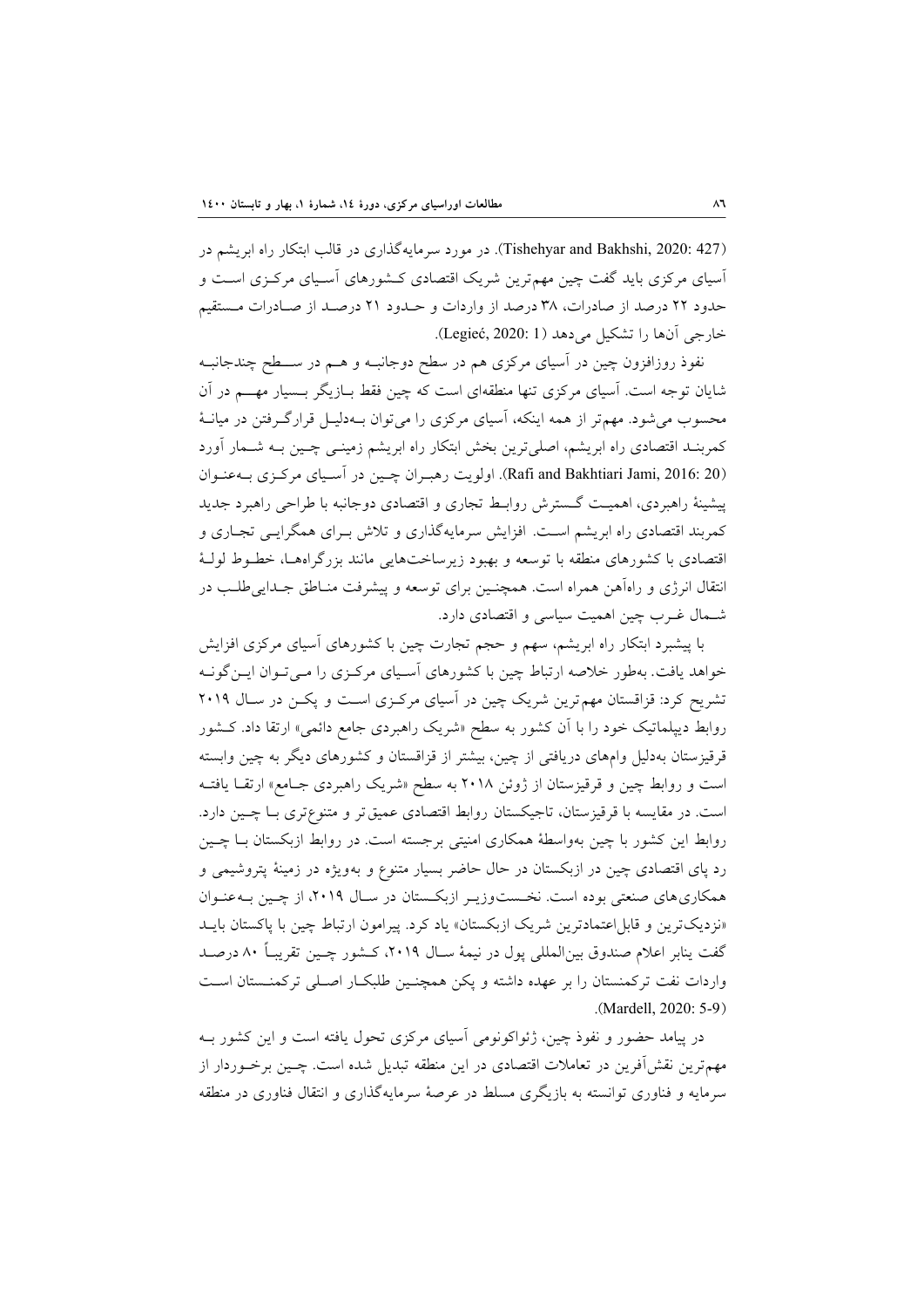(Tishehyar and Bakhshi, 2020: 427). در مورد سرمایه‌گذاری در قالب ابتکار راه ابریشم در آسیای مرکزی باید گفت چین مهم‌ترین شریک اقتصادی کشورهای آسیای مرکزی است و حدود ۲۲ درصد از صادرات، ۳۸ درصد از واردات و حدود ۲۱ درصد از صادرات مستقیم خارجی آن‌ها را تشکیل می‌دهد (Legieć, 2020: 1).

نفوذ روزافزون چین در آسیای مرکزی هم در سطح دوجانبه و هم در سطح چندجانبه شایان توجه است. آسیای مرکزی تنها منطقه‌ای است که چین فقط بازیگر بسیار مهم در آن محسوب می‌شود. مهم‌تر از همه اینکه، آسیای مرکزی را می‌توان به‌دلیل قرارگرفتن در میانهٔ کمربند اقتصادی راه ابریشم، اصلی‌ترین بخش ابتکار راه ابریشم زمینی چین به شمار آورد (Rafi and Bakhtiari Jami, 2016: 20). اولویت رهبران چین در آسیای مرکزی به‌عنوان پیشینهٔ راهبردی، اهمیت گسترش روابط تجاری و اقتصادی دوجانبه با طراحی راهبرد جدید کمربند اقتصادی راه ابریشم است. افزایش سرمایه‌گذاری و تلاش برای همگرایی تجاری و اقتصادی با کشورهای منطقه با توسعه و بهبود زیرساخت‌هایی مانند بزرگراه‌ها، خطوط لولهٔ انتقال انرژی و راه‌آهن همراه است. همچنین برای توسعه و پیشرفت مناطق جدایی‌طلب در شمال غرب چین اهمیت سیاسی و اقتصادی دارد.

با پیشبرد ابتکار راه ابریشم، سهم و حجم تجارت چین با کشورهای آسیای مرکزی افزایش خواهد یافت. به‌طور خلاصه ارتباط چین با کشورهای آسیای مرکزی را می‌توان این‌گونه تشریح کرد: قزاقستان مهم‌ترین شریک چین در آسیای مرکزی است و پکن در سال ۲۰۱۹ روابط دیپلماتیک خود را با آن کشور به سطح «شریک راهبردی جامع دائمی» ارتقا داد. کشور قرقیزستان به‌دلیل وام‌های دریافتی از چین، بیشتر از قزاقستان و کشورهای دیگر به چین وابسته است و روابط چین و قرقیزستان از ژوئن ۲۰۱۸ به سطح «شریک راهبردی جامع» ارتقا یافته است. در مقایسه با قرقیزستان، تاجیکستان روابط اقتصادی عمیق‌تر و متنوع‌تری با چین دارد. روابط این کشور با چین به‌واسطهٔ همکاری امنیتی برجسته است. در روابط ازبکستان با چین رد پای اقتصادی چین در ازبکستان در حال حاضر بسیار متنوع و به‌ویژه در زمینهٔ پتروشیمی و همکاری‌های صنعتی بوده است. نخست‌وزیر ازبکستان در سال ۲۰۱۹، از چین به‌عنوان «نزدیک‌ترین و قابل‌اعتمادترین شریک ازبکستان» یاد کرد. پیرامون ارتباط چین با پاکستان باید گفت بنابر اعلام صندوق بین‌المللی پول در نیمهٔ سال ۲۰۱۹، کشور چین تقریباً ۸۰ درصد واردات نفت ترکمنستان را بر عهده داشته و پکن همچنین طلبکار اصلی ترکمنستان است (Mardell, 2020: 5-9).

در پیامد حضور و نفوذ چین، ژئواکونومی آسیای مرکزی تحول یافته است و این کشور به مهم‌ترین نقش‌آفرین در تعاملات اقتصادی در این منطقه تبدیل شده است. چین برخوردار از سرمایه و فناوری توانسته به بازیگری مسلط در عرصهٔ سرمایه‌گذاری و انتقال فناوری در منطقه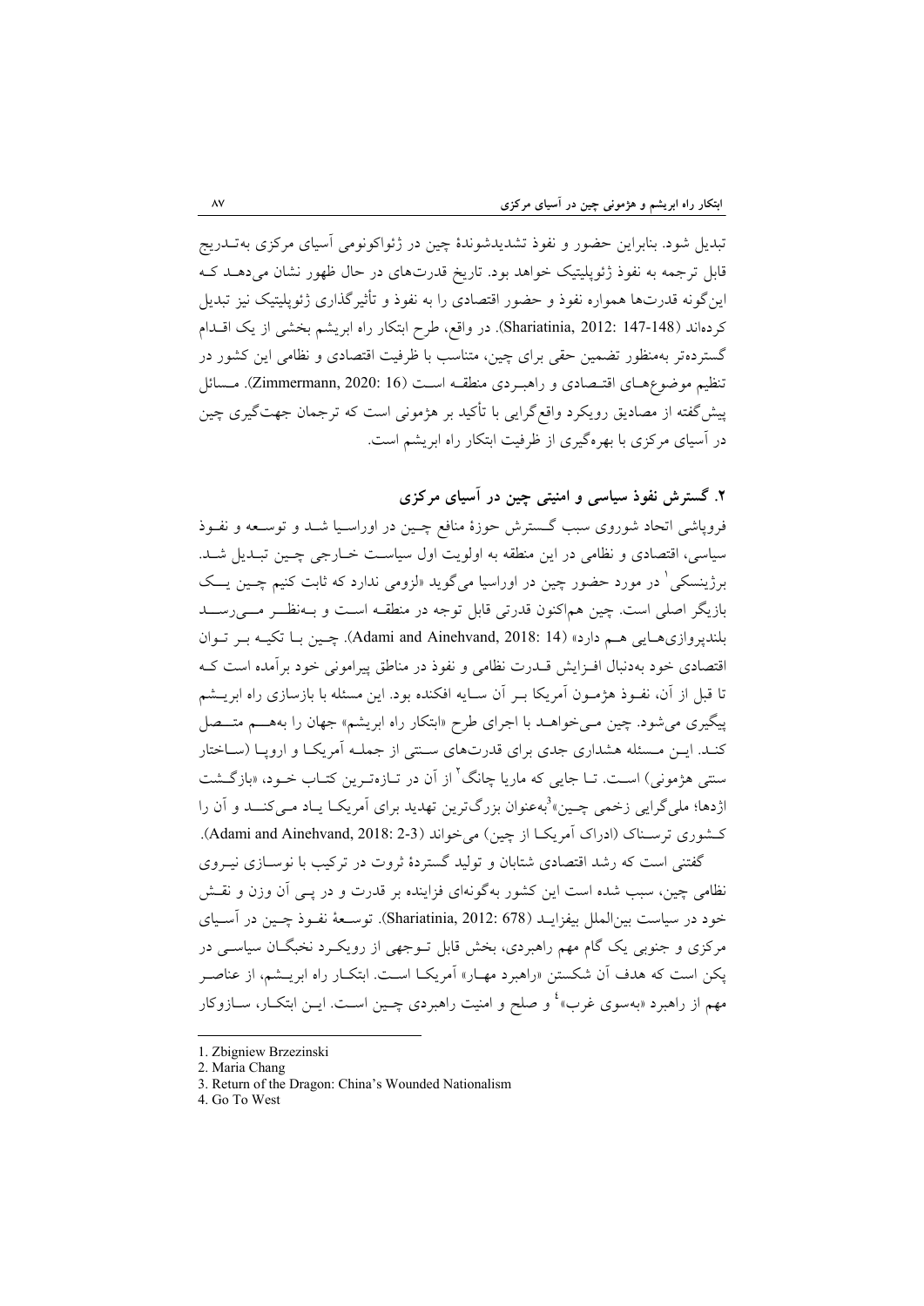تبدیل شود. بنابراین حضور و نفوذ تشدیدشوندهٔ چین در ژئواکونومی آسیای مرکزی به‌تدریج قابل ترجمه به نفوذ ژئوپلیتیک خواهد بود. تاریخ قدرت‌های در حال ظهور نشان می‌دهد که این‌گونه قدرت‌ها همواره نفوذ و حضور اقتصادی را به نفوذ و تأثیرگذاری ژئوپلیتیک نیز تبدیل کرده‌اند (Shariatinia, 2012: 147-148). در واقع، طرح ابتکار راه ابریشم بخشی از یک اقدام گسترده‌تر به‌منظور تضمین حقی برای چین، متناسب با ظرفیت اقتصادی و نظامی این کشور در تنظیم موضوع‌های اقتصادی و راهبردی منطقه است (Zimmermann, 2020: 16). مسائل پیش‌گفته از مصادیق رویکرد واقع‌گرایی با تأکید بر هژمونی است که ترجمان جهت‌گیری چین در آسیای مرکزی با بهره‌گیری از ظرفیت ابتکار راه ابریشم است.

## ۲. گسترش نفوذ سیاسی و امنیتی چین در آسیای مرکزی

فروپاشی اتحاد شوروی سبب گسترش حوزهٔ منافع چین در اوراسیا شد و توسعه و نفوذ سیاسی، اقتصادی و نظامی در این منطقه به اولویت اول سیاست خارجی چین تبدیل شد. برژینسکی[1] در مورد حضور چین در اوراسیا می‌گوید «لزومی ندارد که ثابت کنیم چین یک بازیگر اصلی است. چین هم‌اکنون قدرتی قابل توجه در منطقه است و به‌نظر می‌رسد بلندپروازی‌هایی هم دارد» (Adami and Ainehvand, 2018: 14). چین با تکیه بر توان اقتصادی خود به‌دنبال افزایش قدرت نظامی و نفوذ در مناطق پیرامونی خود برآمده است که تا قبل از آن، نفوذ هژمون آمریکا بر آن سایه افکنده بود. این مسئله با بازسازی راه ابریشم پیگیری می‌شود. چین می‌خواهد با اجرای طرح «ابتکار راه ابریشم» جهان را به‌هم متصل کند. این مسئله هشداری جدی برای قدرت‌های سنتی از جمله آمریکا و اروپا (ساختار سنتی هژمونی) است. تا جایی که ماریا چانگ[2] از آن در تازه‌ترین کتاب خود، «بازگشت اژدها؛ ملی‌گرایی زخمی چین»[3] به‌عنوان بزرگ‌ترین تهدید برای آمریکا یاد می‌کند و آن را کشوری ترسناک (ادراک آمریکا از چین) می‌خواند (Adami and Ainehvand, 2018: 2-3).

گفتنی است که رشد اقتصادی شتابان و تولید گستردهٔ ثروت در ترکیب با نوسازی نیروی نظامی چین، سبب شده است این کشور به‌گونه‌ای فزاینده بر قدرت و در پی آن وزن و نقش خود در سیاست بین‌الملل بیفزاید (Shariatinia, 2012: 678). توسعهٔ نفوذ چین در آسیای مرکزی و جنوبی یک گام مهم راهبردی، بخش قابل توجهی از رویکرد نخبگان سیاسی در پکن است که هدف آن شکستن «راهبرد مهار» آمریکا است. ابتکار راه ابریشم، از عناصر مهم از راهبرد «به‌سوی غرب»[4] و صلح و امنیت راهبردی چین است. این ابتکار، سازوکار

---

1. Zbigniew Brzezinski
2. Maria Chang
3. Return of the Dragon: China's Wounded Nationalism
4. Go To West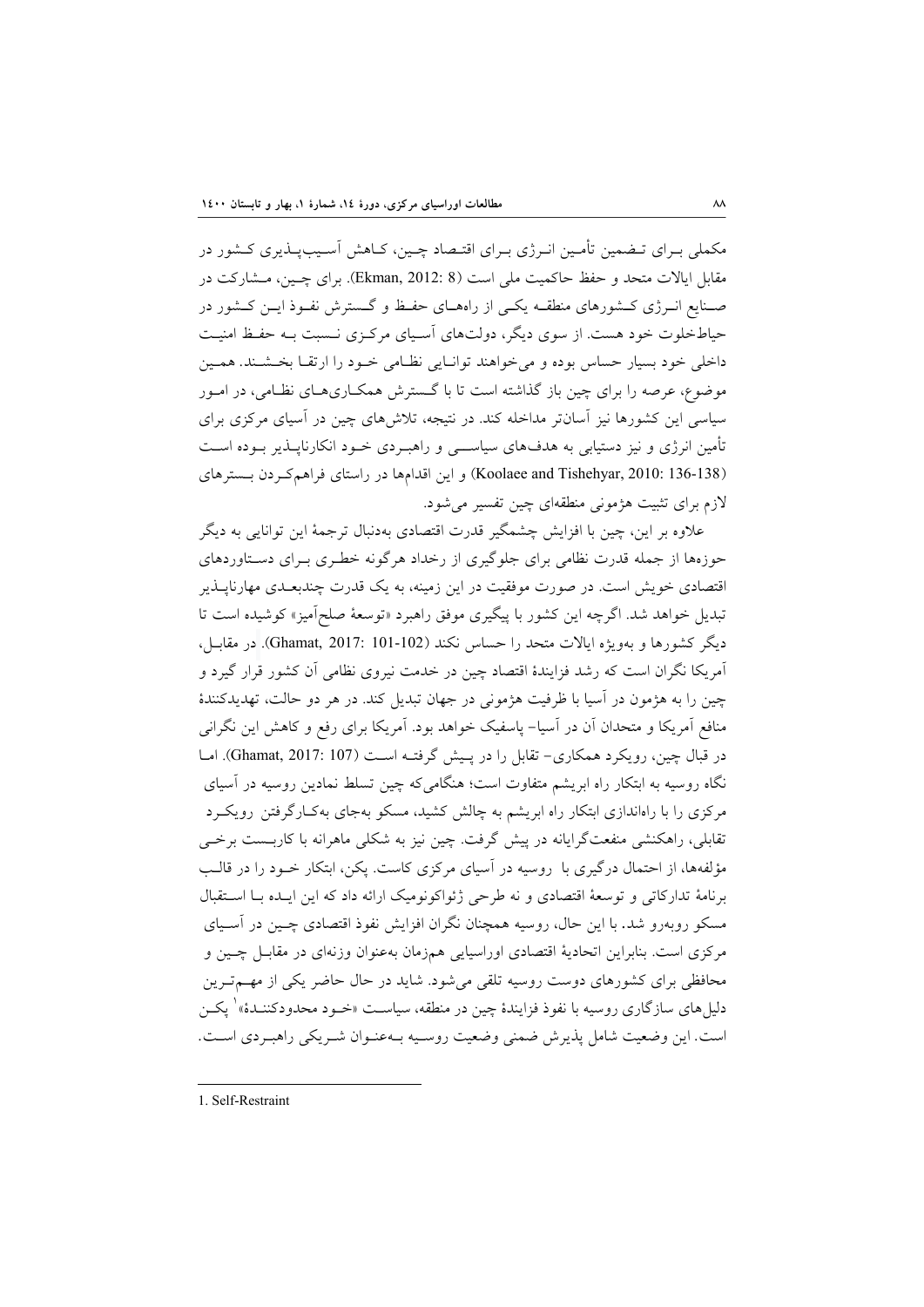مکملی برای تضمین تأمین انرژی برای اقتصاد چین، کاهش آسیب‌پذیری کشور در مقابل ایالات متحد و حفظ حاکمیت ملی است (Ekman, 2012: 8). برای چین، مشارکت در صنایع انرژی کشورهای منطقه یکی از راه‌های حفظ و گسترش نفوذ این کشور در حیاط‌خلوت خود هست. از سوی دیگر، دولت‌های آسیای مرکزی نسبت به حفظ امنیت داخلی خود بسیار حساس بوده و می‌خواهند توانایی نظامی خود را ارتقا بخشند. همین موضوع، عرصه را برای چین باز گذاشته است تا با گسترش همکاری‌های نظامی، در امور سیاسی این کشورها نیز آسان‌تر مداخله کند. در نتیجه، تلاش‌های چین در آسیای مرکزی برای تأمین انرژی و نیز دستیابی به هدف‌های سیاسی و راهبردی خود انکارناپذیر بوده است (Koolaee and Tishehyar, 2010: 136-138) و این اقدام‌ها در راستای فراهم‌کردن بسترهای لازم برای تثبیت هژمونی منطقه‌ای چین تفسیر می‌شود.

علاوه بر این، چین با افزایش چشمگیر قدرت اقتصادی به‌دنبال ترجمهٔ این توانایی به دیگر حوزه‌ها از جمله قدرت نظامی برای جلوگیری از رخداد هرگونه خطری برای دستاوردهای اقتصادی خویش است. در صورت موفقیت در این زمینه، به یک قدرت چندبعدی مهارناپذیر تبدیل خواهد شد. اگرچه این کشور با پیگیری موفق راهبرد «توسعهٔ صلح‌آمیز» کوشیده است تا دیگر کشورها و به‌ویژه ایالات متحد را حساس نکند (Ghamat, 2017: 101-102). در مقابل، آمریکا نگران است که رشد فزایندهٔ اقتصاد چین در خدمت نیروی نظامی آن کشور قرار گیرد و چین را به هژمون در آسیا با ظرفیت هژمونی در جهان تبدیل کند. در هر دو حالت، تهدیدکنندهٔ منافع آمریکا و متحدان آن در آسیا- پاسفیک خواهد بود. آمریکا برای رفع و کاهش این نگرانی در قبال چین، رویکرد همکاری- تقابل را در پیش گرفته است (Ghamat, 2017: 107). اما نگاه روسیه به ابتکار راه ابریشم متفاوت است؛ هنگامی‌که چین تسلط نمادین روسیه در آسیای مرکزی را با راه‌اندازی ابتکار راه ابریشم به چالش کشید، مسکو به‌جای به‌کارگرفتن رویکرد تقابلی، راهکنشی منفعت‌گرایانه در پیش گرفت. چین نیز به شکلی ماهرانه با کاربست برخی مؤلفه‌ها، از احتمال درگیری با روسیه در آسیای مرکزی کاست. پکن، ابتکار خود را در قالب برنامهٔ تدارکاتی و توسعهٔ اقتصادی و نه طرحی ژئواکونومیک ارائه داد که این ایده با استقبال مسکو روبه‌رو شد. با این حال، روسیه همچنان نگران افزایش نفوذ اقتصادی چین در آسیای مرکزی است. بنابراین اتحادیهٔ اقتصادی اوراسیایی هم‌زمان به‌عنوان وزنه‌ای در مقابل چین و محافظی برای کشورهای دوست روسیه تلقی می‌شود. شاید در حال حاضر یکی از مهم‌ترین دلیل‌های سازگاری روسیه با نفوذ فزایندهٔ چین در منطقه، سیاست «خود محدودکنندهٔ»[1] پکن است. این وضعیت شامل پذیرش ضمنی وضعیت روسیه به‌عنوان شریکی راهبردی است.

---

1. Self-Restraint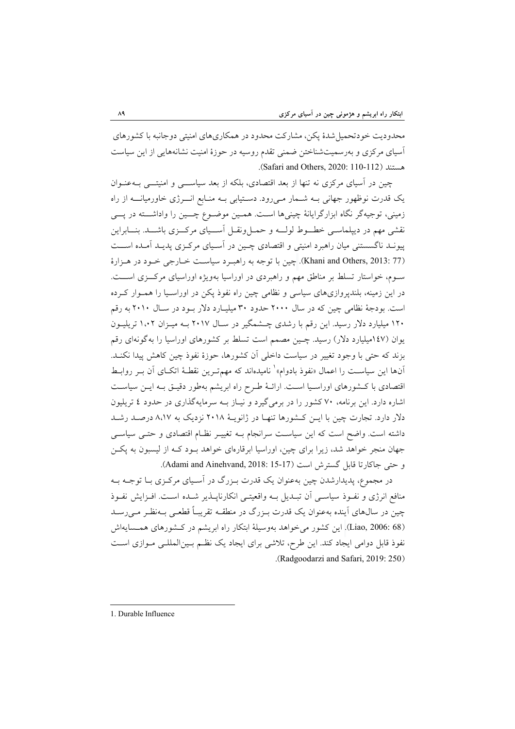محدودیت خودتحمیل‌شدۀ پکن، مشارکت محدود در همکاری‌های امنیتی دوجانبه با کشورهای آسیای مرکزی و به‌رسمیت‌شناختن ضمنی تقدم روسیه در حوزۀ امنیت نشانه‌هایی از این سیاست هستند (Safari and Others, 2020: 110-112).

چین در آسیای مرکزی نه تنها از بعد اقتصادی، بلکه از بعد سیاسی و امنیتی به‌عنوان یک قدرت نوظهور جهانی به شمار می‌رود. دستیابی به منابع انرژی خاورمیانه از راه زمینی، توجیه‌گر نگاه ابزارگرایانۀ چینی‌ها است. همین موضوع چین را واداشته در پی نقشی مهم در دیپلماسی خطوط لوله و حمل‌ونقل آسیای مرکزی باشد. بنابراین پیوند ناگسستنی میان راهبرد امنیتی و اقتصادی چین در آسیای مرکزی پدید آمده است (Khani and Others, 2013: 77). چین با توجه به راهبرد سیاست خارجی خود در هزارۀ سوم، خواستار تسلط بر مناطق مهم و راهبردی در اوراسیا به‌ویژه اوراسیای مرکزی است. در این زمینه، بلندپروازی‌های سیاسی و نظامی چین راه نفوذ پکن در اوراسیا را هموار کرده است. بودجۀ نظامی چین که در سال ۲۰۰۰ حدود ۳۰ میلیارد دلار بود در سال ۲۰۱۰ به رقم ۱۲۰ میلیارد دلار رسید. این رقم با رشدی چشمگیر در سال ۲۰۱۷ به میزان ۱،۰۲ تریلیون یوان (۱٤۷میلیارد دلار) رسید. چین مصمم است تسلط بر کشورهای اوراسیا را به‌گونه‌ای رقم بزند که حتی با وجود تغییر در سیاست داخلی آن کشورها، حوزۀ نفوذ چین کاهش پیدا نکند. آن‌ها این سیاست را اعمال «نفوذ بادوام»[1] نامیده‌اند که مهم‌ترین نقطۀ اتکای آن بر روابط اقتصادی با کشورهای اوراسیا است. ارائۀ طرح راه ابریشم به‌طور دقیق به این سیاست اشاره دارد. این برنامه، ۷۰ کشور را در برمی‌گیرد و نیاز به سرمایه‌گذاری در حدود ٤ تریلیون دلار دارد. تجارت چین با این کشورها تنها در ژانویۀ ۲۰۱۸ نزدیک به ۸،۱۷ درصد رشد داشته است. واضح است که این سیاست سرانجام به تغییر نظام اقتصادی و حتی سیاسی جهان منجر خواهد شد، زیرا برای چین، اوراسیا ابرقاره‌ای خواهد بود که از لیسبون به پکن و حتی جاکارتا قابل گسترش است (Adami and Ainehvand, 2018: 15-17).

در مجموع، پدیدارشدن چین به‌عنوان یک قدرت بزرگ در آسیای مرکزی با توجه به منافع انرژی و نفوذ سیاسی آن تبدیل به واقعیتی انکارناپذیر شده است. افزایش نفوذ چین در سال‌های آینده به‌عنوان یک قدرت بزرگ در منطقه تقریباً قطعی به‌نظر می‌رسد (Liao, 2006: 68). این کشور می‌خواهد به‌وسیلۀ ابتکار راه ابریشم در کشورهای همسایه‌اش نفوذ قابل دوامی ایجاد کند. این طرح، تلاشی برای ایجاد یک نظم بین‌المللی موازی است (Radgoodarzi and Safari, 2019: 250).

---

1. Durable Influence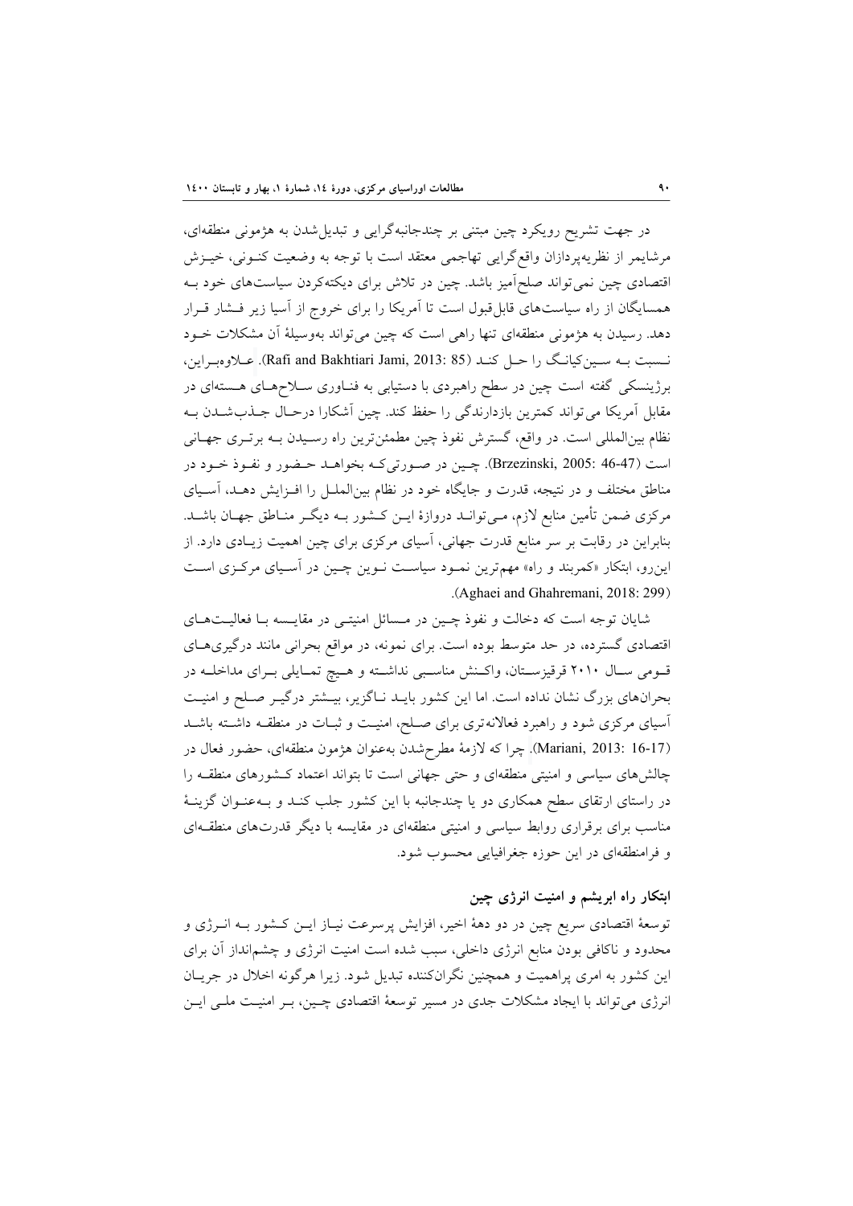در جهت تشریح رویکرد چین مبتنی بر چندجانبه‌گرایی و تبدیل‌شدن به هژمونی منطقه‌ای، مرشایمر از نظریه‌پردازان واقع‌گرایی تهاجمی معتقد است با توجه به وضعیت کنونی، خیزش اقتصادی چین نمی‌تواند صلح‌آمیز باشد. چین در تلاش برای دیکته‌کردن سیاست‌های خود به همسایگان از راه سیاست‌های قابل‌قبول است تا آمریکا را برای خروج از آسیا زیر فشار قرار دهد. رسیدن به هژمونی منطقه‌ای تنها راهی است که چین می‌تواند به‌وسیلهٔ آن مشکلات خود نسبت به سین‌کیانگ را حل کند (Rafi and Bakhtiari Jami, 2013: 85). علاوه‌براین، برژینسکی گفته است چین در سطح راهبردی با دستیابی به فناوری سلاح‌های هسته‌ای در مقابل آمریکا می‌تواند کمترین بازدارندگی را حفظ کند. چین آشکارا درحال جذب‌شدن به نظام بین‌المللی است. در واقع، گسترش نفوذ چین مطمئن‌ترین راه رسیدن به برتری جهانی است (Brzezinski, 2005: 46-47). چین در صورتی‌که بخواهد حضور و نفوذ خود در مناطق مختلف و در نتیجه، قدرت و جایگاه خود در نظام بین‌الملل را افزایش دهد، آسیای مرکزی ضمن تأمین منابع لازم، می‌تواند دروازهٔ این کشور به دیگر مناطق جهان باشد. بنابراین در رقابت بر سر منابع قدرت جهانی، آسیای مرکزی برای چین اهمیت زیادی دارد. از این‌رو، ابتکار «کمربند و راه» مهم‌ترین نمود سیاست نوین چین در آسیای مرکزی است (Aghaei and Ghahremani, 2018: 299).

شایان توجه است که دخالت و نفوذ چین در مسائل امنیتی در مقایسه با فعالیت‌های اقتصادی گسترده، در حد متوسط بوده است. برای نمونه، در مواقع بحرانی مانند درگیری‌های قومی سال ۲۰۱۰ قرقیزستان، واکنش مناسبی نداشته و هیچ تمایلی برای مداخله در بحران‌های بزرگ نشان نداده است. اما این کشور باید ناگزیر، بیشتر درگیر صلح و امنیت آسیای مرکزی شود و راهبرد فعالانه‌تری برای صلح، امنیت و ثبات در منطقه داشته باشد (Mariani, 2013: 16-17). چرا که لازمهٔ مطرح‌شدن به‌عنوان هژمون منطقه‌ای، حضور فعال در چالش‌های سیاسی و امنیتی منطقه‌ای و حتی جهانی است تا بتواند اعتماد کشورهای منطقه را در راستای ارتقای سطح همکاری دو یا چندجانبه با این کشور جلب کند و به‌عنوان گزینهٔ مناسب برای برقراری روابط سیاسی و امنیتی منطقه‌ای در مقایسه با دیگر قدرت‌های منطقه‌ای و فرامنطقه‌ای در این حوزه جغرافیایی محسوب شود.

## ابتکار راه ابریشم و امنیت انرژی چین

توسعهٔ اقتصادی سریع چین در دو دههٔ اخیر، افزایش پرسرعت نیاز این کشور به انرژی و محدود و ناکافی بودن منابع انرژی داخلی، سبب شده است امنیت انرژی و چشم‌انداز آن برای این کشور به امری پراهمیت و همچنین نگران‌کننده تبدیل شود. زیرا هرگونه اخلال در جریان انرژی می‌تواند با ایجاد مشکلات جدی در مسیر توسعهٔ اقتصادی چین، بر امنیت ملی این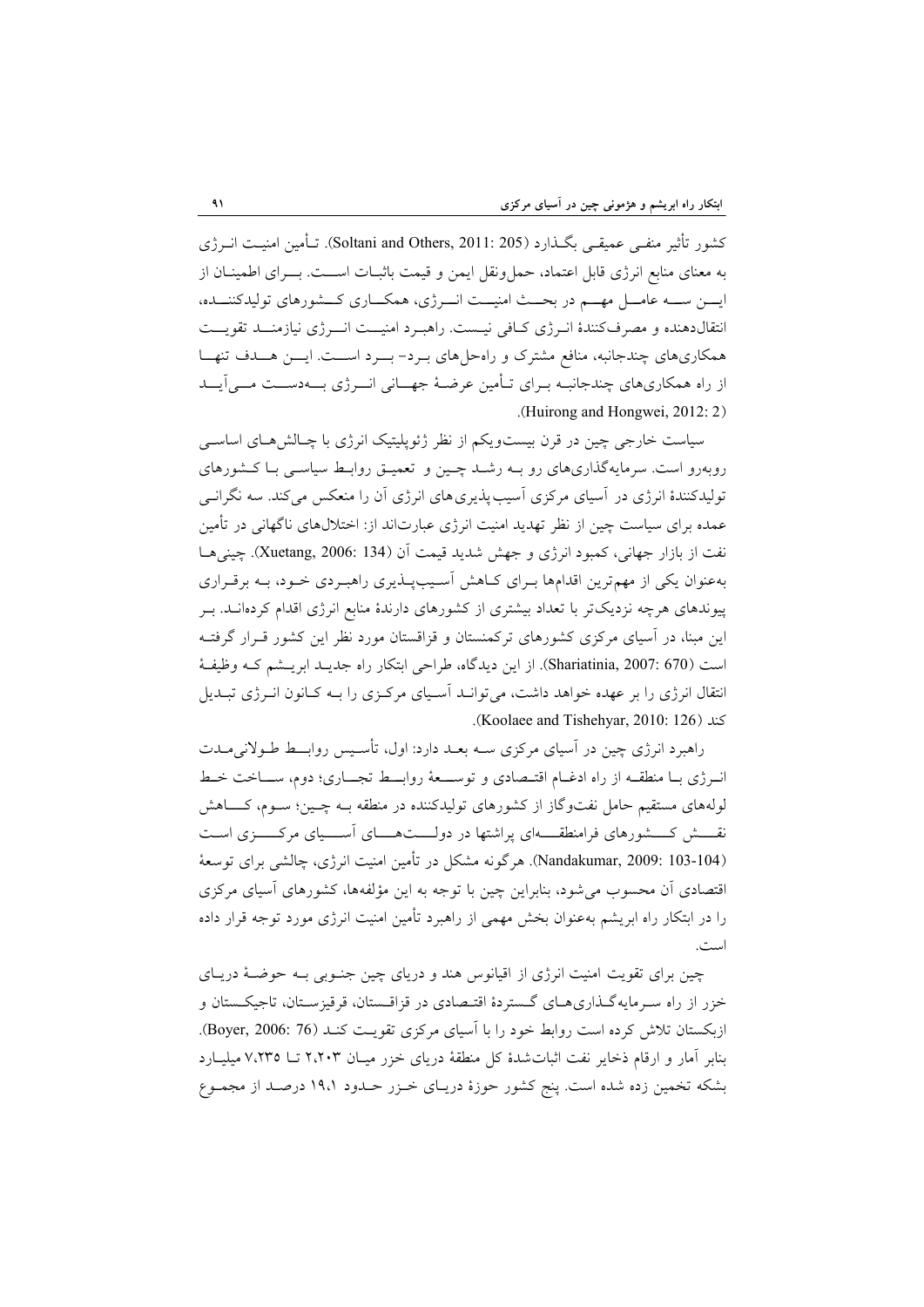کشور تأثیر منفی عمیقی بگذارد (Soltani and Others, 2011: 205). تأمین امنیت انرژی به معنای منابع انرژی قابل اعتماد، حمل‌ونقل ایمن و قیمت باثبات است. برای اطمینان از این سه عامل مهم در بحث امنیت انرژی، همکاری کشورهای تولیدکننده، انتقال‌دهنده و مصرف‌کنندهٔ انرژی کافی نیست. راهبرد امنیت انرژی نیازمند تقویت همکاری‌های چندجانبه، منافع مشترک و راه‌حل‌های برد- برد است. این هدف تنها از راه همکاری‌های چندجانبه برای تأمین عرضهٔ جهانی انرژی به‌دست می‌آید (Huirong and Hongwei, 2012: 2).

سیاست خارجی چین در قرن بیست‌ویکم از نظر ژئوپلیتیک انرژی با چالش‌های اساسی روبه‌رو است. سرمایه‌گذاری‌های رو به رشد چین و تعمیق روابط سیاسی با کشورهای تولیدکنندهٔ انرژی در آسیای مرکزی آسیب‌پذیری‌های انرژی آن را منعکس می‌کند. سه نگرانی عمده برای سیاست چین از نظر تهدید امنیت انرژی عبارت‌اند از: اختلال‌های ناگهانی در تأمین نفت از بازار جهانی، کمبود انرژی و جهش شدید قیمت آن (Xuetang, 2006: 134). چینی‌ها به‌عنوان یکی از مهم‌ترین اقدام‌ها برای کاهش آسیب‌پذیری راهبردی خود، به برقراری پیوندهای هرچه نزدیک‌تر با تعداد بیشتری از کشورهای دارندهٔ منابع انرژی اقدام کرده‌اند. بر این مبنا، در آسیای مرکزی کشورهای ترکمنستان و قزاقستان مورد نظر این کشور قرار گرفته است (Shariatinia, 2007: 670). از این دیدگاه، طراحی ابتکار راه جدید ابریشم که وظیفهٔ انتقال انرژی را بر عهده خواهد داشت، می‌تواند آسیای مرکزی را به کانون انرژی تبدیل کند (Koolaee and Tishehyar, 2010: 126).

راهبرد انرژی چین در آسیای مرکزی سه بعد دارد: اول، تأسیس روابط طولانی‌مدت انرژی با منطقه از راه ادغام اقتصادی و توسعهٔ روابط تجاری؛ دوم، ساخت خط لوله‌های مستقیم حامل نفت‌وگاز از کشورهای تولیدکننده در منطقه به چین؛ سوم، کاهش نقش کشورهای فرامنطقه‌ای پراشتها در دولت‌های آسیای مرکزی است (Nandakumar, 2009: 103-104). هرگونه مشکل در تأمین امنیت انرژی، چالشی برای توسعهٔ اقتصادی آن محسوب می‌شود، بنابراین چین با توجه به این مؤلفه‌ها، کشورهای آسیای مرکزی را در ابتکار راه ابریشم به‌عنوان بخش مهمی از راهبرد تأمین امنیت انرژی مورد توجه قرار داده است.

چین برای تقویت امنیت انرژی از اقیانوس هند و دریای چین جنوبی به حوضهٔ دریای خزر از راه سرمایه‌گذاری‌های گستردهٔ اقتصادی در قزاقستان، قرقیزستان، تاجیکستان و ازبکستان تلاش کرده است روابط خود را با آسیای مرکزی تقویت کند (Boyer, 2006: 76). بنابر آمار و ارقام ذخایر نفت اثبات‌شدهٔ کل منطقهٔ دریای خزر میان ۲،۲۰۳ تا ۷،۲۳۵ میلیارد بشکه تخمین زده شده است. پنج کشور حوزهٔ دریای خزر حدود ۱۹،۱ درصد از مجموع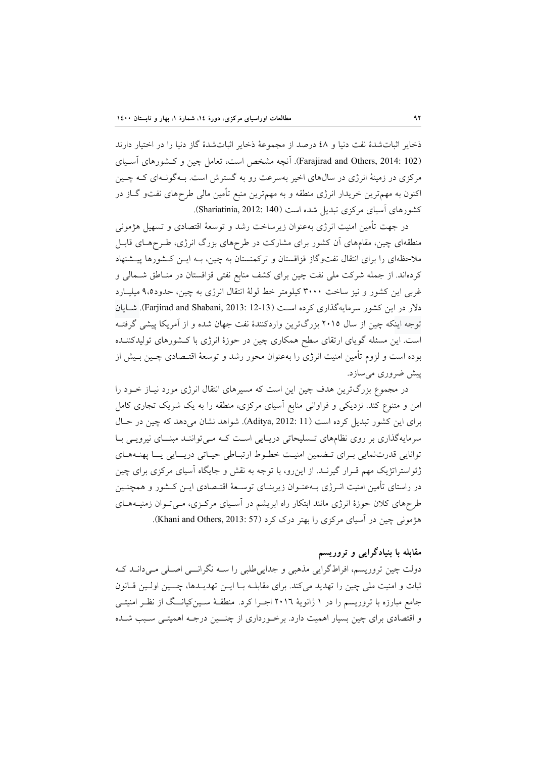ذخایر اثبات‌شدهٔ نفت دنیا و ٤٨ درصد از مجموعهٔ ذخایر اثبات‌شدهٔ گاز دنیا را در اختیار دارند (Farajirad and Others, 2014: 102). آنچه مشخص است، تعامل چین و کشورهای آسیای مرکزی در زمینهٔ انرژی در سال‌های اخیر به‌سرعت رو به گسترش است. به‌گونه‌ای که چین اکنون به مهم‌ترین خریدار انرژی منطقه و به مهم‌ترین منبع تأمین مالی طرح‌های نفت‌و گاز در کشورهای آسیای مرکزی تبدیل شده است (Shariatinia, 2012: 140).

در جهت تأمین امنیت انرژی به‌عنوان زیرساخت رشد و توسعهٔ اقتصادی و تسهیل هژمونی منطقه‌ای چین، مقام‌های آن کشور برای مشارکت در طرح‌های بزرگ انرژی، طرح‌های قابل ملاحظه‌ای را برای انتقال نفت‌وگاز قزاقستان و ترکمنستان به چین، به این کشورها پیشنهاد کرده‌اند. از جمله شرکت ملی نفت چین برای کشف منابع نفتی قزاقستان در مناطق شمالی و غربی این کشور و نیز ساخت ٣٠٠٠ کیلومتر خط لولهٔ انتقال انرژی به چین، حدود٩،٥ میلیارد دلار در این کشور سرمایه‌گذاری کرده است (Farjirad and Shabani, 2013: 12-13). شایان توجه اینکه چین از سال ٢٠١٥ بزرگ‌ترین واردکنندهٔ نفت جهان شده و از آمریکا پیشی گرفته است. این مسئله گویای ارتقای سطح همکاری چین در حوزهٔ انرژی با کشورهای تولیدکننده بوده است و لزوم تأمین امنیت انرژی را به‌عنوان محور رشد و توسعهٔ اقتصادی چین بیش از پیش ضروری می‌سازد.

در مجموع بزرگ‌ترین هدف چین این است که مسیرهای انتقال انرژی مورد نیاز خود را امن و متنوع کند. نزدیکی و فراوانی منابع آسیای مرکزی، منطقه را به یک شریک تجاری کامل برای این کشور تبدیل کرده است (Aditya, 2012: 11). شواهد نشان می‌دهد که چین در حال سرمایه‌گذاری بر روی نظام‌های تسلیحاتی دریایی است که می‌توانند مبنای نیرویی با توانایی قدرت‌نمایی برای تضمین امنیت خطوط ارتباطی حیاتی دریایی یا پهنه‌های ژئواستراتژیک مهم قرار گیرند. از این‌رو، با توجه به نقش و جایگاه آسیای مرکزی برای چین در راستای تأمین امنیت انرژی به‌عنوان زیربنای توسعهٔ اقتصادی این کشور و همچنین طرح‌های کلان حوزهٔ انرژی مانند ابتکار راه ابریشم در آسیای مرکزی، می‌توان زمینه‌های هژمونی چین در آسیای مرکزی را بهتر درک کرد (Khani and Others, 2013: 57).

### مقابله با بنیادگرایی و تروریسم

دولت چین تروریسم، افراط‌گرایی مذهبی و جدایی‌طلبی را سه نگرانی اصلی می‌داند که ثبات و امنیت ملی چین را تهدید می‌کند. برای مقابله با این تهدیدها، چین اولین قانون جامع مبارزه با تروریسم را در ١ ژانویهٔ ٢٠١٦ اجرا کرد. منطقهٔ سین‌کیانگ از نظر امنیتی و اقتصادی برای چین بسیار اهمیت دارد. برخورداری از چنین درجه اهمیتی سبب شده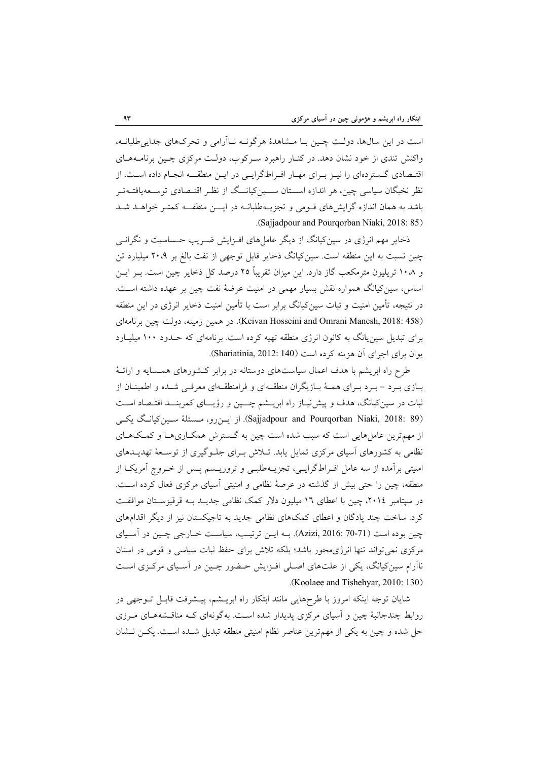است در این سال‌ها، دولت چین با مشاهدهٔ هرگونه ناآرامی و تحرک‌های جدایی‌طلبانه، واکنش تندی از خود نشان دهد. در کنار راهبرد سرکوب، دولت مرکزی چین برنامه‌های اقتصادی گسترده‌ای را نیز برای مهار افراط‌گرایی در این منطقه انجام داده است. از نظر نخبگان سیاسی چین، هر اندازه استان سین‌کیانگ از نظر اقتصادی توسعه‌یافته‌تر باشد به همان اندازه گرایش‌های قومی و تجزیه‌طلبانه در این منطقه کمتر خواهد شد (Sajjadpour and Pourqorban Niaki, 2018: 85).

ذخایر مهم انرژی در سین‌کیانگ از دیگر عامل‌های افزایش ضریب حساسیت و نگرانی چین نسبت به این منطقه است. سین‌کیانگ ذخایر قابل توجهی از نفت بالغ بر ۲۰،۹ میلیارد تن و ۱۰۸ تریلیون مترمکعب گاز دارد. این میزان تقریباً ۲۵ درصد کل ذخایر چین است. بر این اساس، سین‌کیانگ همواره نقش بسیار مهمی در امنیت عرضهٔ نفت چین بر عهده داشته است. در نتیجه، تأمین امنیت و ثبات سین‌کیانگ برابر است با تأمین امنیت ذخایر انرژی در این منطقه (Keivan Hosseini and Omrani Manesh, 2018: 458). در همین زمینه، دولت چین برنامه‌ای برای تبدیل سین‌یانگ به کانون انرژی منطقه تهیه کرده است. برنامه‌ای که حدود ۱۰۰ میلیارد یوان برای اجرای آن هزینه کرده است (Shariatinia, 2012: 140).

طرح راه ابریشم با هدف اعمال سیاست‌های دوستانه در برابر کشورهای همسایه و ارائهٔ بازی برد - برد برای همهٔ بازیگران منطقه‌ای و فرامنطقه‌ای معرفی شده و اطمینان از ثبات در سین‌کیانگ، هدف و پیش‌نیاز راه ابریشم چین و رؤیای کمربند اقتصاد است (Sajjadpour and Pourqorban Niaki, 2018: 89). از این‌رو، مسئلهٔ سین‌کیانگ یکی از مهم‌ترین عامل‌هایی است که سبب شده است چین به گسترش همکاری‌ها و کمک‌های نظامی به کشورهای آسیای مرکزی تمایل یابد. تلاش برای جلوگیری از توسعهٔ تهدیدهای امنیتی برآمده از سه عامل افراط‌گرایی، تجزیه‌طلبی و تروریسم پس از خروج آمریکا از منطقه، چین را حتی بیش از گذشته در عرصهٔ نظامی و امنیتی آسیای مرکزی فعال کرده است. در سپتامبر ۲۰۱٤، چین با اعطای ١٦ میلیون دلار کمک نظامی جدید به قرقیزستان موافقت کرد. ساخت چند پادگان و اعطای کمک‌های نظامی جدید به تاجیکستان نیز از دیگر اقدام‌های چین بوده است (Azizi, 2016: 70-71). به این ترتیب، سیاست خارجی چین در آسیای مرکزی نمی‌تواند تنها انرژی‌محور باشد؛ بلکه تلاش برای حفظ ثبات سیاسی و قومی در استان ناآرام سین‌کیانگ، یکی از علت‌های اصلی افزایش حضور چین در آسیای مرکزی است (Koolaee and Tishehyar, 2010: 130).

شایان توجه اینکه امروز با طرح‌هایی مانند ابتکار راه ابریشم، پیشرفت قابل توجهی در روابط چندجانبهٔ چین و آسیای مرکزی پدیدار شده است. به‌گونه‌ای که مناقشه‌های مرزی حل شده و چین به یکی از مهم‌ترین عناصر نظام امنیتی منطقه تبدیل شده است. پکن نشان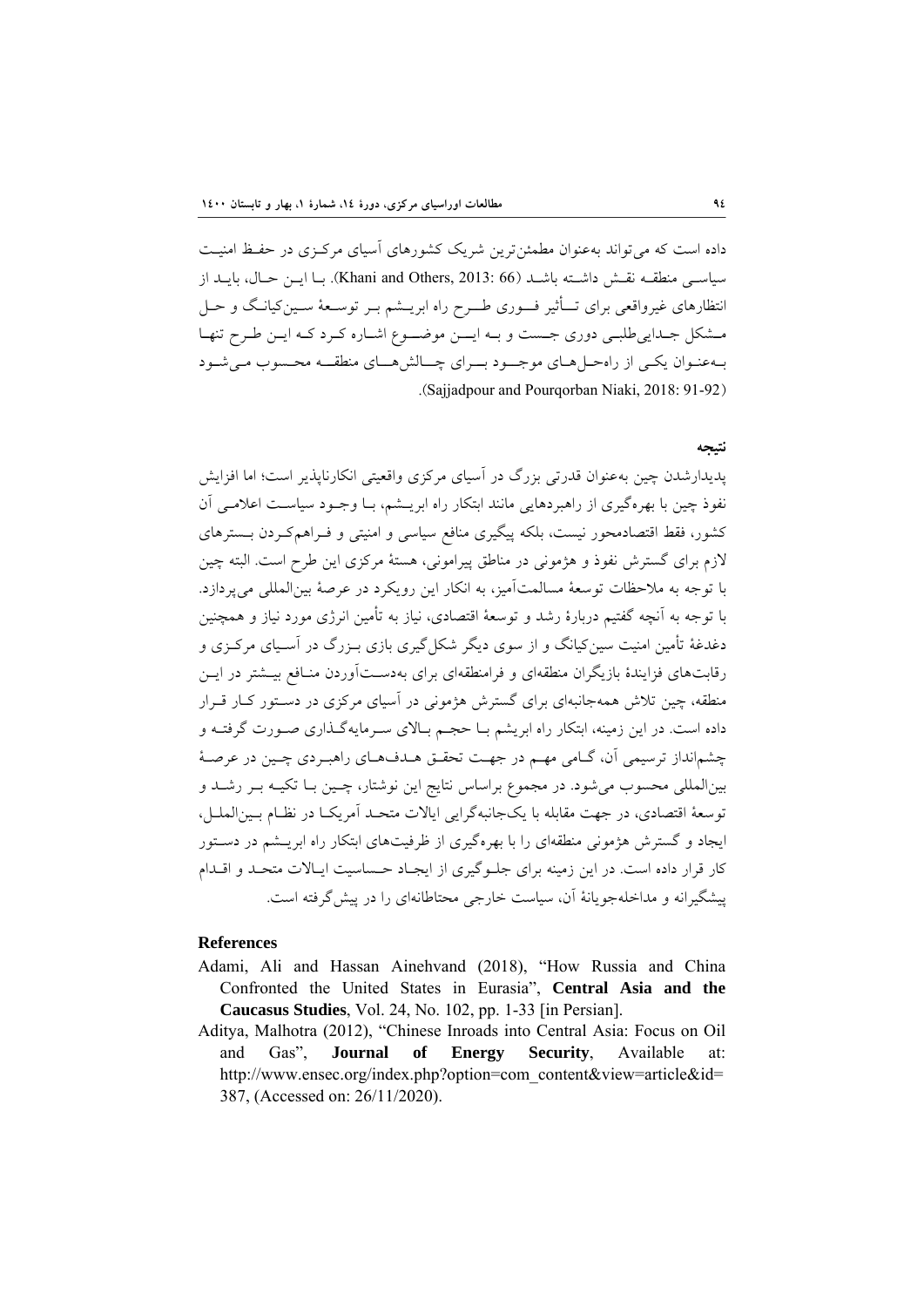داده است که می‌تواند به‌عنوان مطمئن‌ترین شریک کشورهای آسیای مرکزی در حفظ امنیت سیاسی منطقه نقش داشته باشد (Khani and Others, 2013: 66). با این حال، باید از انتظارهای غیرواقعی برای تأثیر فوری طرح راه ابریشم بر توسعهٔ سین‌کیانگ و حل مشکل جدایی‌طلبی دوری جست و به این موضوع اشاره کرد که این طرح تنها به‌عنوان یکی از راه‌حل‌های موجود برای چالش‌های منطقه محسوب می‌شود (Sajjadpour and Pourqorban Niaki, 2018: 91-92).

## نتیجه

پدیدارشدن چین به‌عنوان قدرتی بزرگ در آسیای مرکزی واقعیتی انکارناپذیر است؛ اما افزایش نفوذ چین با بهره‌گیری از راهبردهایی مانند ابتکار راه ابریشم، با وجود سیاست اعلامی آن کشور، فقط اقتصادمحور نیست، بلکه پیگیری منافع سیاسی و امنیتی و فراهم‌کردن بسترهای لازم برای گسترش نفوذ و هژمونی در مناطق پیرامونی، هستهٔ مرکزی این طرح است. البته چین با توجه به ملاحظات توسعهٔ مسالمت‌آمیز، به انکار این رویکرد در عرصهٔ بین‌المللی می‌پردازد. با توجه به آنچه گفتیم دربارهٔ رشد و توسعهٔ اقتصادی، نیاز به تأمین انرژی مورد نیاز و همچنین دغدغهٔ تأمین امنیت سین‌کیانگ و از سوی دیگر شکل‌گیری بازی بزرگ در آسیای مرکزی و رقابت‌های فزایندهٔ بازیگران منطقه‌ای و فرامنطقه‌ای برای به‌دست‌آوردن منافع بیشتر در این منطقه، چین تلاش همه‌جانبه‌ای برای گسترش هژمونی در آسیای مرکزی در دستور کار قرار داده است. در این زمینه، ابتکار راه ابریشم با حجم بالای سرمایه‌گذاری صورت گرفته و چشم‌انداز ترسیمی آن، گامی مهم در جهت تحقق هدف‌های راهبردی چین در عرصهٔ بین‌المللی محسوب می‌شود. در مجموع براساس نتایج این نوشتار، چین با تکیه بر رشد و توسعهٔ اقتصادی، در جهت مقابله با یک‌جانبه‌گرایی ایالات متحد آمریکا در نظام بین‌الملل، ایجاد و گسترش هژمونی منطقه‌ای را با بهره‌گیری از ظرفیت‌های ابتکار راه ابریشم در دستور کار قرار داده است. در این زمینه برای جلوگیری از ایجاد حساسیت ایالات متحد و اقدام پیشگیرانه و مداخله‌جویانهٔ آن، سیاست خارجی محتاطانه‌ای را در پیش‌گرفته است.

## References

- Adami, Ali and Hassan Ainehvand (2018), "How Russia and China Confronted the United States in Eurasia", **Central Asia and the Caucasus Studies**, Vol. 24, No. 102, pp. 1-33 [in Persian].
- Aditya, Malhotra (2012), "Chinese Inroads into Central Asia: Focus on Oil and Gas", **Journal of Energy Security**, Available at: http://www.ensec.org/index.php?option=com_content&view=article&id=387, (Accessed on: 26/11/2020).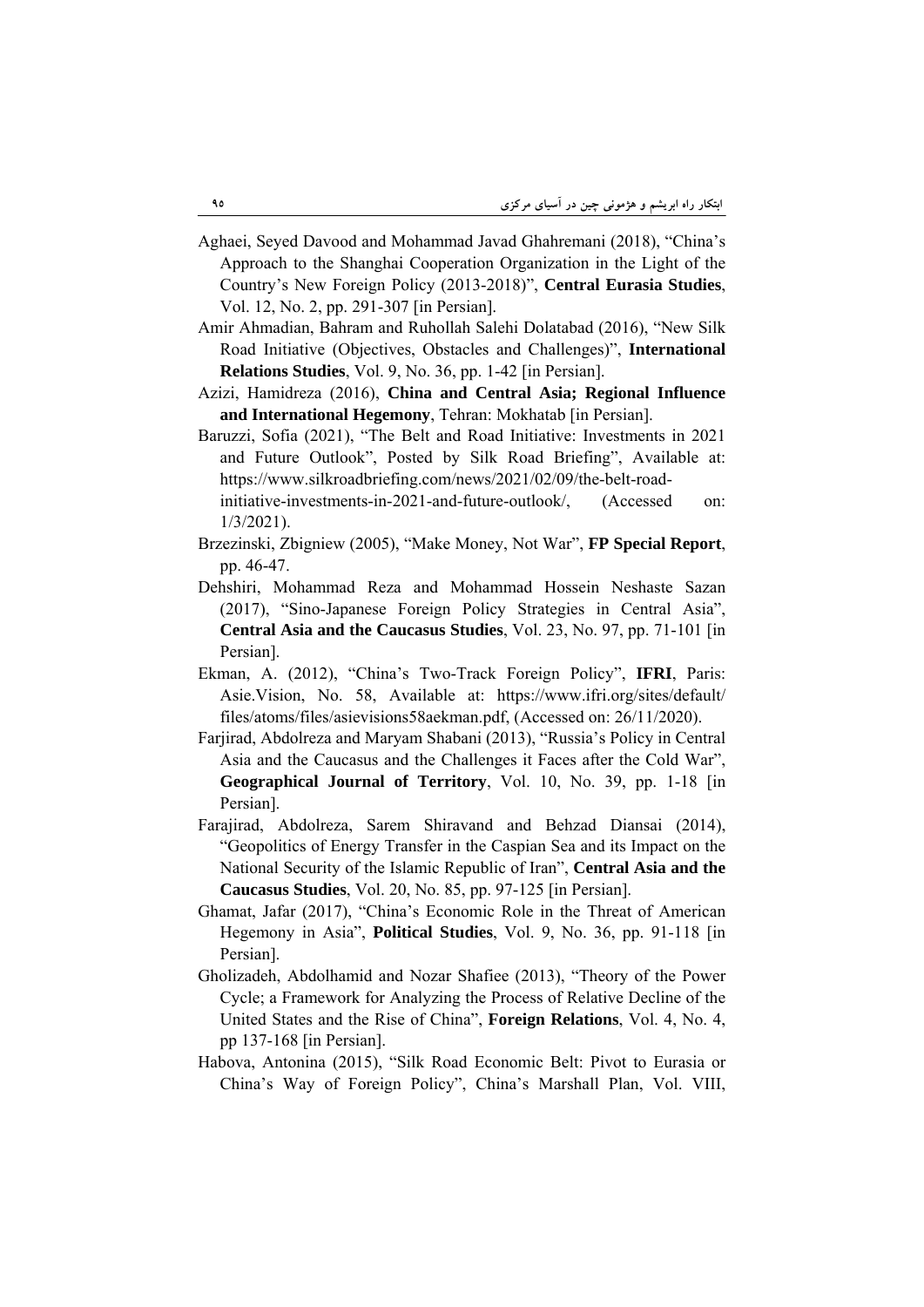Aghaei, Seyed Davood and Mohammad Javad Ghahremani (2018), "China's Approach to the Shanghai Cooperation Organization in the Light of the Country's New Foreign Policy (2013-2018)", **Central Eurasia Studies**, Vol. 12, No. 2, pp. 291-307 [in Persian].

Amir Ahmadian, Bahram and Ruhollah Salehi Dolatabad (2016), "New Silk Road Initiative (Objectives, Obstacles and Challenges)", **International Relations Studies**, Vol. 9, No. 36, pp. 1-42 [in Persian].

Azizi, Hamidreza (2016), **China and Central Asia; Regional Influence and International Hegemony**, Tehran: Mokhatab [in Persian].

Baruzzi, Sofia (2021), "The Belt and Road Initiative: Investments in 2021 and Future Outlook", Posted by Silk Road Briefing", Available at: https://www.silkroadbriefing.com/news/2021/02/09/the-belt-road-initiative-investments-in-2021-and-future-outlook/, (Accessed on: 1/3/2021).

Brzezinski, Zbigniew (2005), "Make Money, Not War", **FP Special Report**, pp. 46-47.

Dehshiri, Mohammad Reza and Mohammad Hossein Neshaste Sazan (2017), "Sino-Japanese Foreign Policy Strategies in Central Asia", **Central Asia and the Caucasus Studies**, Vol. 23, No. 97, pp. 71-101 [in Persian].

Ekman, A. (2012), "China's Two-Track Foreign Policy", **IFRI**, Paris: Asie.Vision, No. 58, Available at: https://www.ifri.org/sites/default/files/atoms/files/asievisions58aekman.pdf, (Accessed on: 26/11/2020).

Farjirad, Abdolreza and Maryam Shabani (2013), "Russia's Policy in Central Asia and the Caucasus and the Challenges it Faces after the Cold War", **Geographical Journal of Territory**, Vol. 10, No. 39, pp. 1-18 [in Persian].

Farajirad, Abdolreza, Sarem Shiravand and Behzad Diansai (2014), "Geopolitics of Energy Transfer in the Caspian Sea and its Impact on the National Security of the Islamic Republic of Iran", **Central Asia and the Caucasus Studies**, Vol. 20, No. 85, pp. 97-125 [in Persian].

Ghamat, Jafar (2017), "China's Economic Role in the Threat of American Hegemony in Asia", **Political Studies**, Vol. 9, No. 36, pp. 91-118 [in Persian].

Gholizadeh, Abdolhamid and Nozar Shafiee (2013), "Theory of the Power Cycle; a Framework for Analyzing the Process of Relative Decline of the United States and the Rise of China", **Foreign Relations**, Vol. 4, No. 4, pp 137-168 [in Persian].

Habova, Antonina (2015), "Silk Road Economic Belt: Pivot to Eurasia or China's Way of Foreign Policy", China's Marshall Plan, Vol. VIII,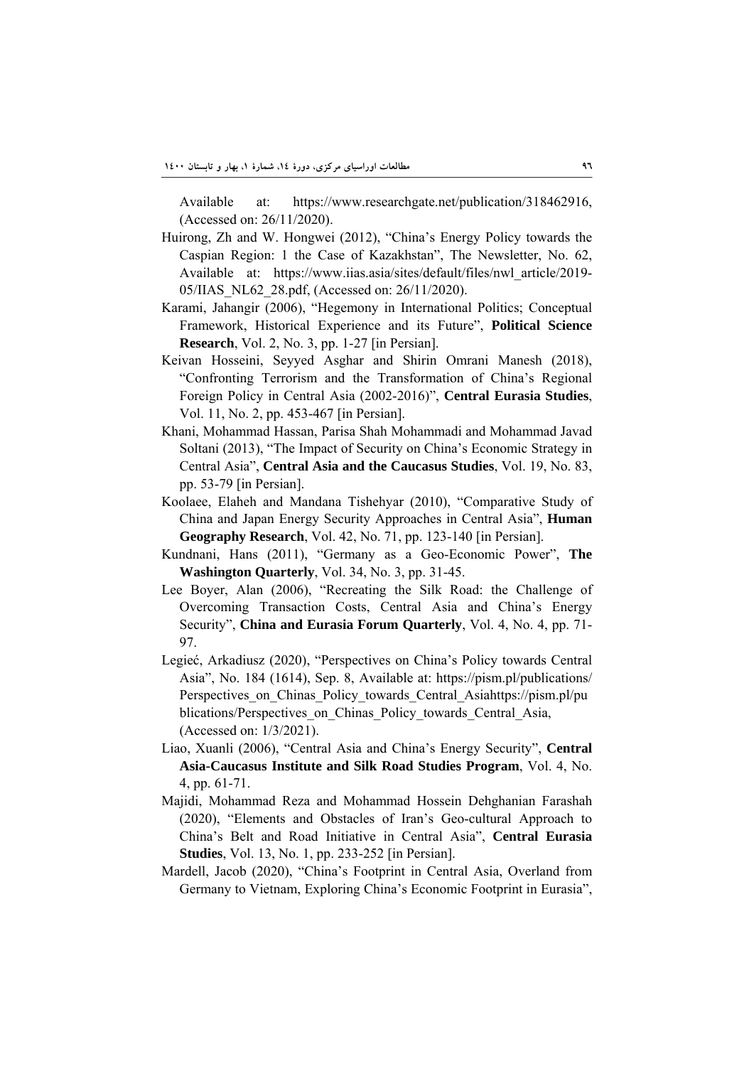Available at: https://www.researchgate.net/publication/318462916, (Accessed on: 26/11/2020).

Huirong, Zh and W. Hongwei (2012), "China's Energy Policy towards the Caspian Region: 1 the Case of Kazakhstan", The Newsletter, No. 62, Available at: https://www.iias.asia/sites/default/files/nwl_article/2019-05/IIAS_NL62_28.pdf, (Accessed on: 26/11/2020).

Karami, Jahangir (2006), "Hegemony in International Politics; Conceptual Framework, Historical Experience and its Future", **Political Science Research**, Vol. 2, No. 3, pp. 1-27 [in Persian].

Keivan Hosseini, Seyyed Asghar and Shirin Omrani Manesh (2018), "Confronting Terrorism and the Transformation of China's Regional Foreign Policy in Central Asia (2002-2016)", **Central Eurasia Studies**, Vol. 11, No. 2, pp. 453-467 [in Persian].

Khani, Mohammad Hassan, Parisa Shah Mohammadi and Mohammad Javad Soltani (2013), "The Impact of Security on China's Economic Strategy in Central Asia", **Central Asia and the Caucasus Studies**, Vol. 19, No. 83, pp. 53-79 [in Persian].

Koolaee, Elaheh and Mandana Tishehyar (2010), "Comparative Study of China and Japan Energy Security Approaches in Central Asia", **Human Geography Research**, Vol. 42, No. 71, pp. 123-140 [in Persian].

Kundnani, Hans (2011), "Germany as a Geo-Economic Power", **The Washington Quarterly**, Vol. 34, No. 3, pp. 31-45.

Lee Boyer, Alan (2006), "Recreating the Silk Road: the Challenge of Overcoming Transaction Costs, Central Asia and China's Energy Security", **China and Eurasia Forum Quarterly**, Vol. 4, No. 4, pp. 71-97.

Legieć, Arkadiusz (2020), "Perspectives on China's Policy towards Central Asia", No. 184 (1614), Sep. 8, Available at: https://pism.pl/publications/Perspectives_on_Chinas_Policy_towards_Central_Asiahttps://pism.pl/publications/Perspectives_on_Chinas_Policy_towards_Central_Asia, (Accessed on: 1/3/2021).

Liao, Xuanli (2006), "Central Asia and China's Energy Security", **Central Asia-Caucasus Institute and Silk Road Studies Program**, Vol. 4, No. 4, pp. 61-71.

Majidi, Mohammad Reza and Mohammad Hossein Dehghanian Farashah (2020), "Elements and Obstacles of Iran's Geo-cultural Approach to China's Belt and Road Initiative in Central Asia", **Central Eurasia Studies**, Vol. 13, No. 1, pp. 233-252 [in Persian].

Mardell, Jacob (2020), "China's Footprint in Central Asia, Overland from Germany to Vietnam, Exploring China's Economic Footprint in Eurasia",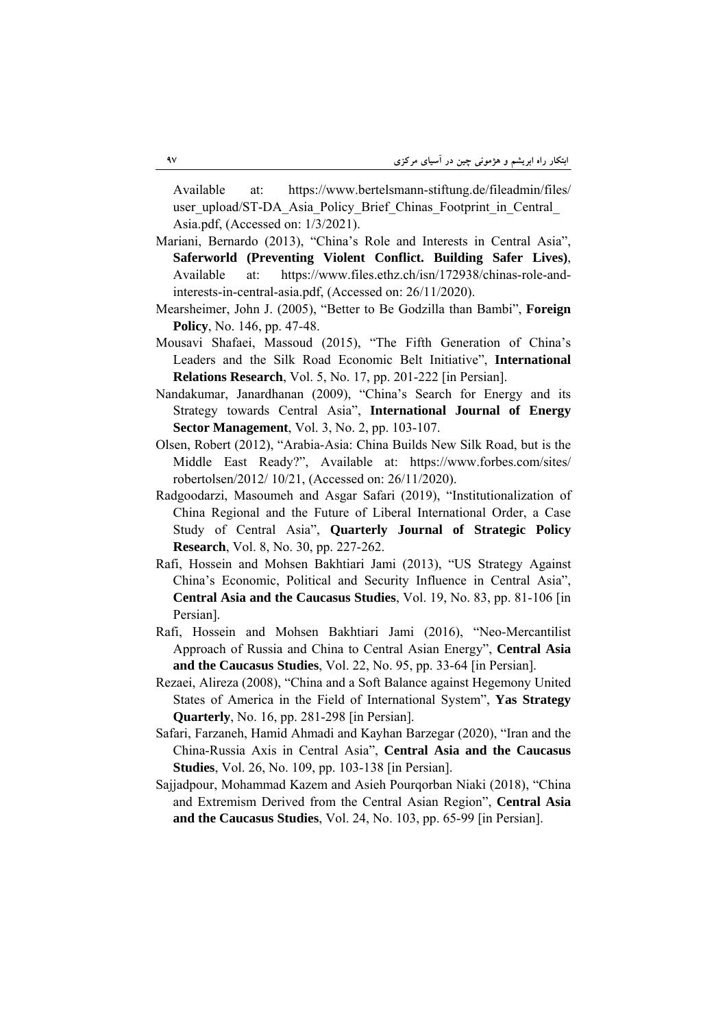Available at: https://www.bertelsmann-stiftung.de/fileadmin/files/user_upload/ST-DA_Asia_Policy_Brief_Chinas_Footprint_in_Central_Asia.pdf, (Accessed on: 1/3/2021).

Mariani, Bernardo (2013), "China's Role and Interests in Central Asia", **Saferworld (Preventing Violent Conflict. Building Safer Lives)**, Available at: https://www.files.ethz.ch/isn/172938/chinas-role-and-interests-in-central-asia.pdf, (Accessed on: 26/11/2020).

Mearsheimer, John J. (2005), "Better to Be Godzilla than Bambi", **Foreign Policy**, No. 146, pp. 47-48.

Mousavi Shafaei, Massoud (2015), "The Fifth Generation of China's Leaders and the Silk Road Economic Belt Initiative", **International Relations Research**, Vol. 5, No. 17, pp. 201-222 [in Persian].

Nandakumar, Janardhanan (2009), "China's Search for Energy and its Strategy towards Central Asia", **International Journal of Energy Sector Management**, Vol. 3, No. 2, pp. 103-107.

Olsen, Robert (2012), "Arabia-Asia: China Builds New Silk Road, but is the Middle East Ready?", Available at: https://www.forbes.com/sites/robertolsen/2012/ 10/21, (Accessed on: 26/11/2020).

Radgoodarzi, Masoumeh and Asgar Safari (2019), "Institutionalization of China Regional and the Future of Liberal International Order, a Case Study of Central Asia", **Quarterly Journal of Strategic Policy Research**, Vol. 8, No. 30, pp. 227-262.

Rafi, Hossein and Mohsen Bakhtiari Jami (2013), "US Strategy Against China's Economic, Political and Security Influence in Central Asia", **Central Asia and the Caucasus Studies**, Vol. 19, No. 83, pp. 81-106 [in Persian].

Rafi, Hossein and Mohsen Bakhtiari Jami (2016), "Neo-Mercantilist Approach of Russia and China to Central Asian Energy", **Central Asia and the Caucasus Studies**, Vol. 22, No. 95, pp. 33-64 [in Persian].

Rezaei, Alireza (2008), "China and a Soft Balance against Hegemony United States of America in the Field of International System", **Yas Strategy Quarterly**, No. 16, pp. 281-298 [in Persian].

Safari, Farzaneh, Hamid Ahmadi and Kayhan Barzegar (2020), "Iran and the China-Russia Axis in Central Asia", **Central Asia and the Caucasus Studies**, Vol. 26, No. 109, pp. 103-138 [in Persian].

Sajjadpour, Mohammad Kazem and Asieh Pourqorban Niaki (2018), "China and Extremism Derived from the Central Asian Region", **Central Asia and the Caucasus Studies**, Vol. 24, No. 103, pp. 65-99 [in Persian].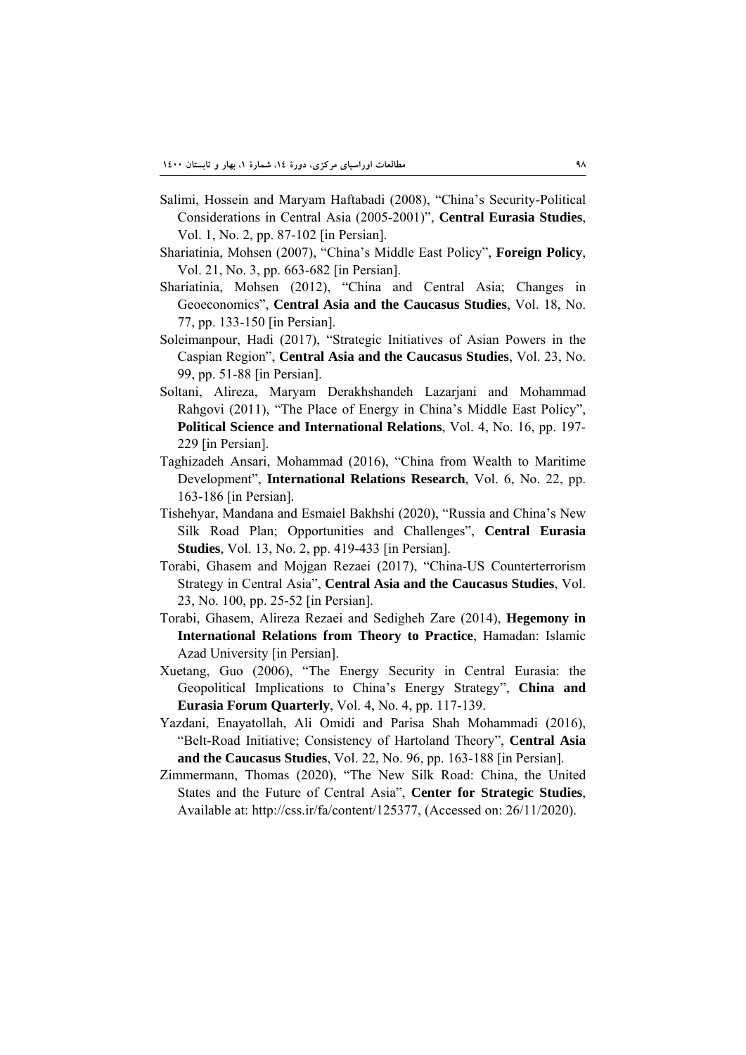Salimi, Hossein and Maryam Haftabadi (2008), “China’s Security-Political Considerations in Central Asia (2005-2001)”, **Central Eurasia Studies**, Vol. 1, No. 2, pp. 87-102 [in Persian].

Shariatinia, Mohsen (2007), “China’s Middle East Policy”, **Foreign Policy**, Vol. 21, No. 3, pp. 663-682 [in Persian].

Shariatinia, Mohsen (2012), “China and Central Asia; Changes in Geoeconomics”, **Central Asia and the Caucasus Studies**, Vol. 18, No. 77, pp. 133-150 [in Persian].

Soleimanpour, Hadi (2017), “Strategic Initiatives of Asian Powers in the Caspian Region”, **Central Asia and the Caucasus Studies**, Vol. 23, No. 99, pp. 51-88 [in Persian].

Soltani, Alireza, Maryam Derakhshandeh Lazarjani and Mohammad Rahgovi (2011), “The Place of Energy in China’s Middle East Policy”, **Political Science and International Relations**, Vol. 4, No. 16, pp. 197-229 [in Persian].

Taghizadeh Ansari, Mohammad (2016), “China from Wealth to Maritime Development”, **International Relations Research**, Vol. 6, No. 22, pp. 163-186 [in Persian].

Tishehyar, Mandana and Esmaiel Bakhshi (2020), “Russia and China’s New Silk Road Plan; Opportunities and Challenges”, **Central Eurasia Studies**, Vol. 13, No. 2, pp. 419-433 [in Persian].

Torabi, Ghasem and Mojgan Rezaei (2017), “China-US Counterterrorism Strategy in Central Asia”, **Central Asia and the Caucasus Studies**, Vol. 23, No. 100, pp. 25-52 [in Persian].

Torabi, Ghasem, Alireza Rezaei and Sedigheh Zare (2014), **Hegemony in International Relations from Theory to Practice**, Hamadan: Islamic Azad University [in Persian].

Xuetang, Guo (2006), “The Energy Security in Central Eurasia: the Geopolitical Implications to China’s Energy Strategy”, **China and Eurasia Forum Quarterly**, Vol. 4, No. 4, pp. 117-139.

Yazdani, Enayatollah, Ali Omidi and Parisa Shah Mohammadi (2016), “Belt-Road Initiative; Consistency of Hartoland Theory”, **Central Asia and the Caucasus Studies**, Vol. 22, No. 96, pp. 163-188 [in Persian].

Zimmermann, Thomas (2020), “The New Silk Road: China, the United States and the Future of Central Asia”, **Center for Strategic Studies**, Available at: http://css.ir/fa/content/125377, (Accessed on: 26/11/2020).